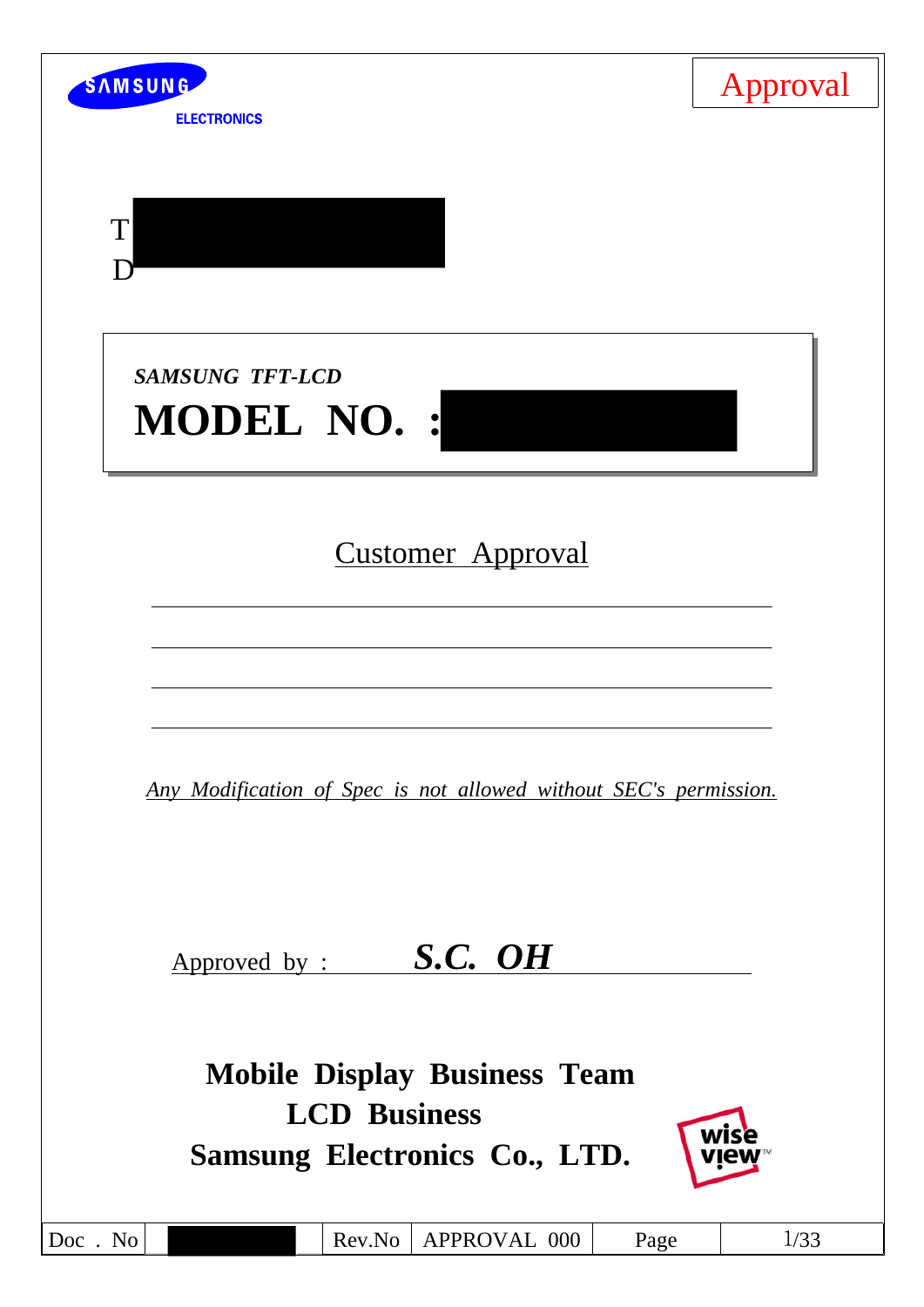SAMSUNG ELECTRONICS

Approval

T

D

*SAMSUNG TFT-LCD*

# MODEL NO. :

Customer Approval

---

---

---

---

*Any Modification of Spec is not allowed without SEC's permission.*

Approved by : ***S.C. OH***

**Mobile Display Business Team**

**LCD Business**

**Samsung Electronics Co., LTD.**

wise view™

| Doc . No | | Rev.No | APPROVAL 000 | Page | 1/33 |
|---|---|---|---|---|---|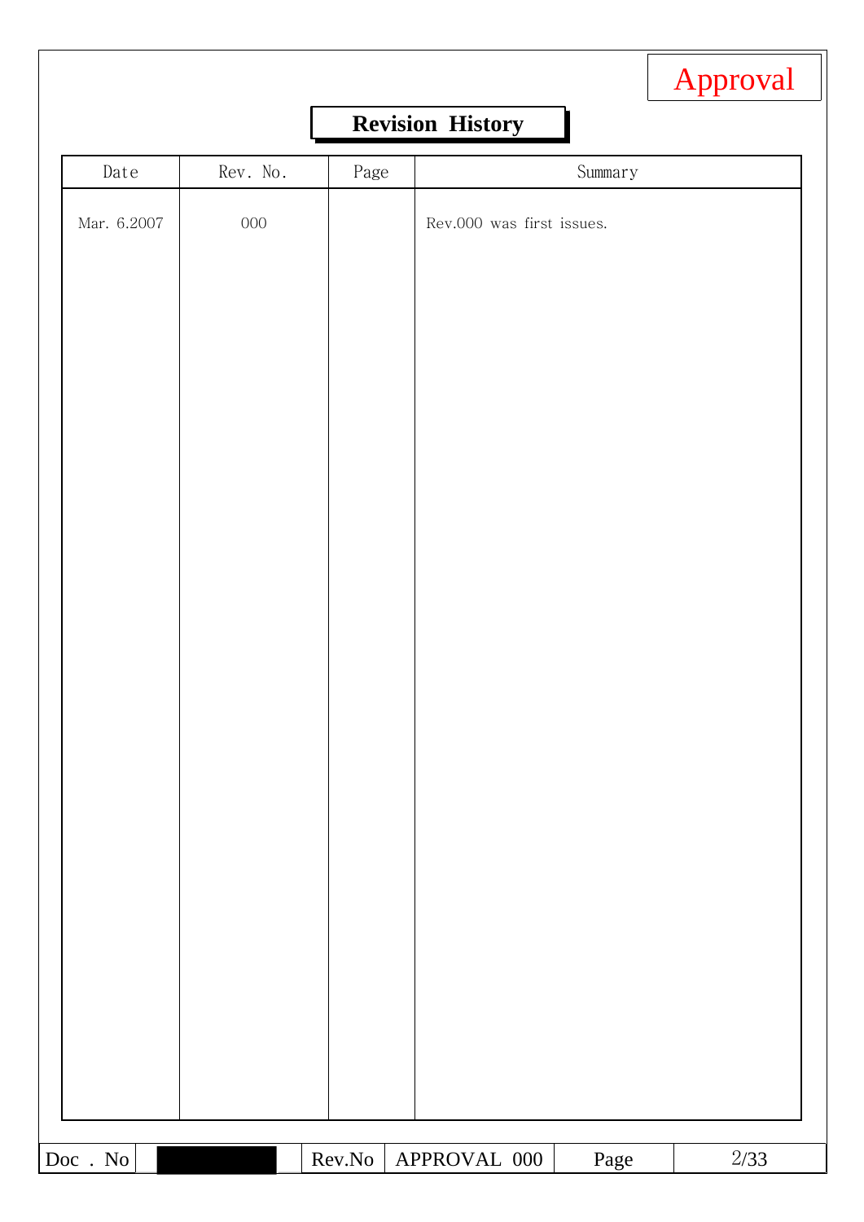Approval

## Revision History

| Date | Rev. No. | Page | Summary |
|---|---|---|---|
| Mar. 6.2007 | 000 | | Rev.000 was first issues. |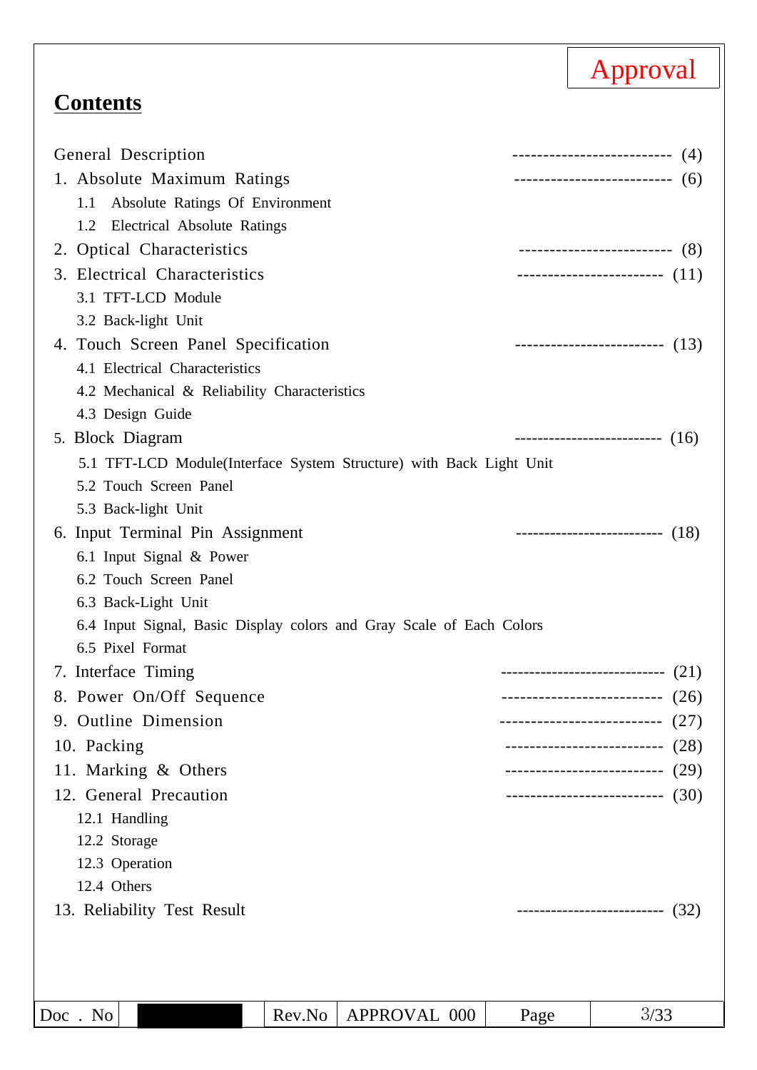Approval

## Contents

General Description -------------------------- (4)

1. Absolute Maximum Ratings -------------------------- (6)
   - 1.1 Absolute Ratings Of Environment
   - 1.2 Electrical Absolute Ratings
2. Optical Characteristics ------------------------- (8)
3. Electrical Characteristics ------------------------ (11)
   - 3.1 TFT-LCD Module
   - 3.2 Back-light Unit
4. Touch Screen Panel Specification ------------------------- (13)
   - 4.1 Electrical Characteristics
   - 4.2 Mechanical & Reliability Characteristics
   - 4.3 Design Guide
5. Block Diagram -------------------------- (16)
   - 5.1 TFT-LCD Module(Interface System Structure) with Back Light Unit
   - 5.2 Touch Screen Panel
   - 5.3 Back-light Unit
6. Input Terminal Pin Assignment -------------------------- (18)
   - 6.1 Input Signal & Power
   - 6.2 Touch Screen Panel
   - 6.3 Back-Light Unit
   - 6.4 Input Signal, Basic Display colors and Gray Scale of Each Colors
   - 6.5 Pixel Format
7. Interface Timing ---------------------------- (21)
8. Power On/Off Sequence -------------------------- (26)
9. Outline Dimension -------------------------- (27)
10. Packing -------------------------- (28)
11. Marking & Others -------------------------- (29)
12. General Precaution -------------------------- (30)
    - 12.1 Handling
    - 12.2 Storage
    - 12.3 Operation
    - 12.4 Others
13. Reliability Test Result ------------------------- (32)

| Doc . No | | Rev.No | APPROVAL 000 | Page | 3/33 |
|---|---|---|---|---|---|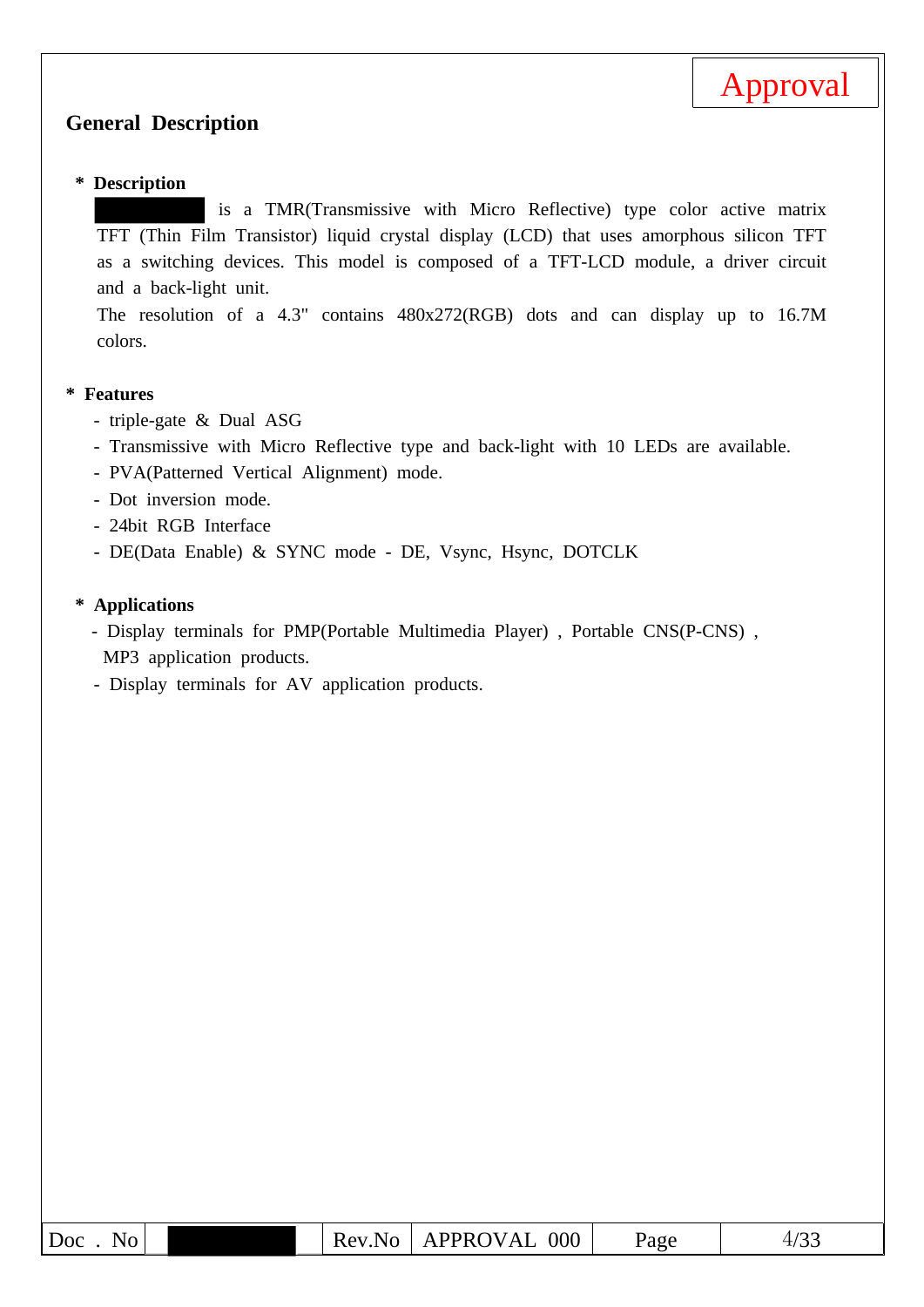Approval

## General Description

**\* Description**

[redacted] is a TMR(Transmissive with Micro Reflective) type color active matrix TFT (Thin Film Transistor) liquid crystal display (LCD) that uses amorphous silicon TFT as a switching devices. This model is composed of a TFT-LCD module, a driver circuit and a back-light unit.

The resolution of a 4.3" contains 480x272(RGB) dots and can display up to 16.7M colors.

**\* Features**

- triple-gate & Dual ASG
- Transmissive with Micro Reflective type and back-light with 10 LEDs are available.
- PVA(Patterned Vertical Alignment) mode.
- Dot inversion mode.
- 24bit RGB Interface
- DE(Data Enable) & SYNC mode - DE, Vsync, Hsync, DOTCLK

**\* Applications**

- Display terminals for PMP(Portable Multimedia Player) , Portable CNS(P-CNS) , MP3 application products.
- Display terminals for AV application products.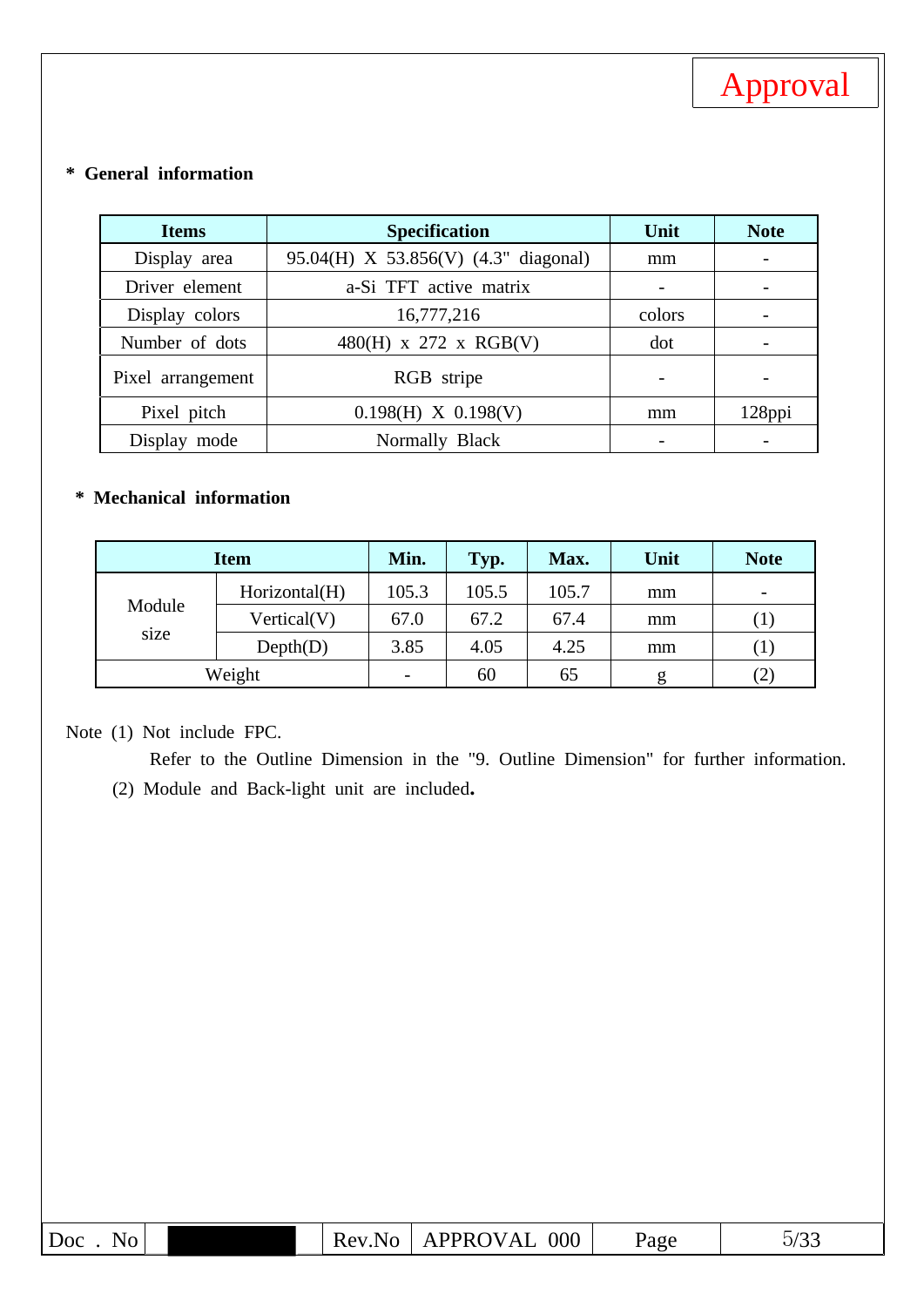Approval

**\* General information**

| Items | Specification | Unit | Note |
|---|---|---|---|
| Display area | 95.04(H) X 53.856(V) (4.3" diagonal) | mm | - |
| Driver element | a-Si TFT active matrix | - | - |
| Display colors | 16,777,216 | colors | - |
| Number of dots | 480(H) x 272 x RGB(V) | dot | - |
| Pixel arrangement | RGB stripe | - | - |
| Pixel pitch | 0.198(H) X 0.198(V) | mm | 128ppi |
| Display mode | Normally Black | - | - |

**\* Mechanical information**

| Item | | Min. | Typ. | Max. | Unit | Note |
|---|---|---|---|---|---|---|
| Module size | Horizontal(H) | 105.3 | 105.5 | 105.7 | mm | - |
| | Vertical(V) | 67.0 | 67.2 | 67.4 | mm | (1) |
| | Depth(D) | 3.85 | 4.05 | 4.25 | mm | (1) |
| Weight | | - | 60 | 65 | g | (2) |

Note (1) Not include FPC.
Refer to the Outline Dimension in the "9. Outline Dimension" for further information.
(2) Module and Back-light unit are included.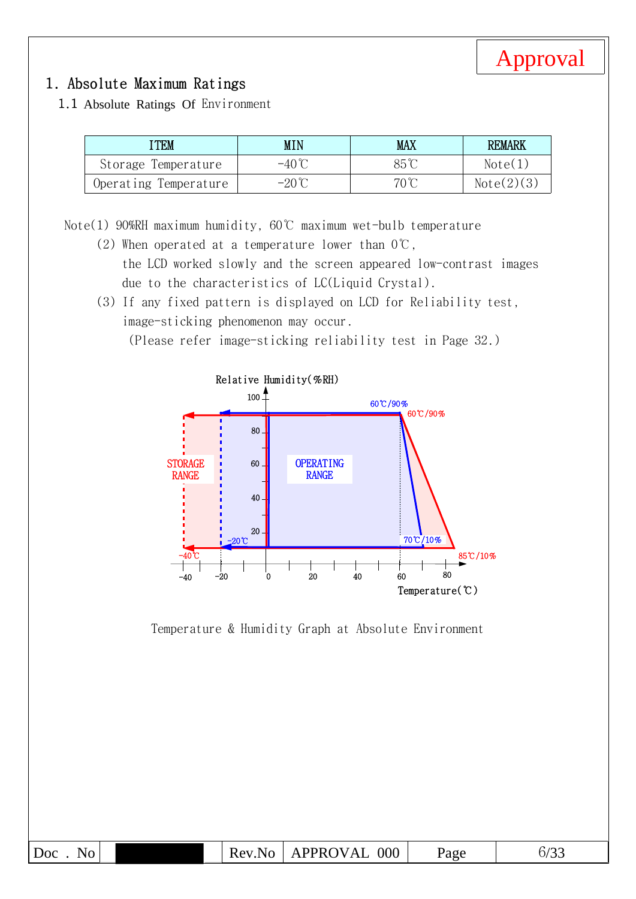# 1. Absolute Maximum Ratings

## 1.1 Absolute Ratings Of Environment

| ITEM | MIN | MAX | REMARK |
|---|---|---|---|
| Storage Temperature | -40℃ | 85℃ | Note(1) |
| Operating Temperature | -20℃ | 70℃ | Note(2)(3) |

Note(1) 90%RH maximum humidity, 60℃ maximum wet-bulb temperature

(2) When operated at a temperature lower than 0℃, the LCD worked slowly and the screen appeared low-contrast images due to the characteristics of LC(Liquid Crystal).

(3) If any fixed pattern is displayed on LCD for Reliability test, image-sticking phenomenon may occur. (Please refer image-sticking reliability test in Page 32.)

Temperature & Humidity Graph at Absolute Environment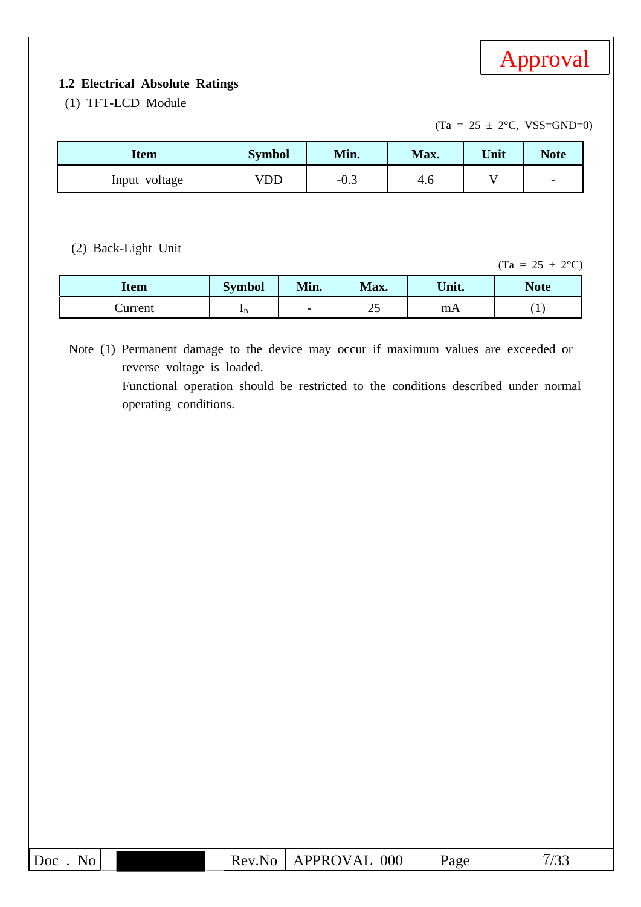Approval

### 1.2 Electrical Absolute Ratings

(1) TFT-LCD Module

(Ta = 25 ± 2°C, VSS=GND=0)

| Item | Symbol | Min. | Max. | Unit | Note |
|---|---|---|---|---|---|
| Input voltage | VDD | -0.3 | 4.6 | V | - |

(2) Back-Light Unit

(Ta = 25 ± 2°C)

| Item | Symbol | Min. | Max. | Unit. | Note |
|---|---|---|---|---|---|
| Current | $I_B$ | - | 25 | mA | (1) |

Note (1) Permanent damage to the device may occur if maximum values are exceeded or reverse voltage is loaded.
Functional operation should be restricted to the conditions described under normal operating conditions.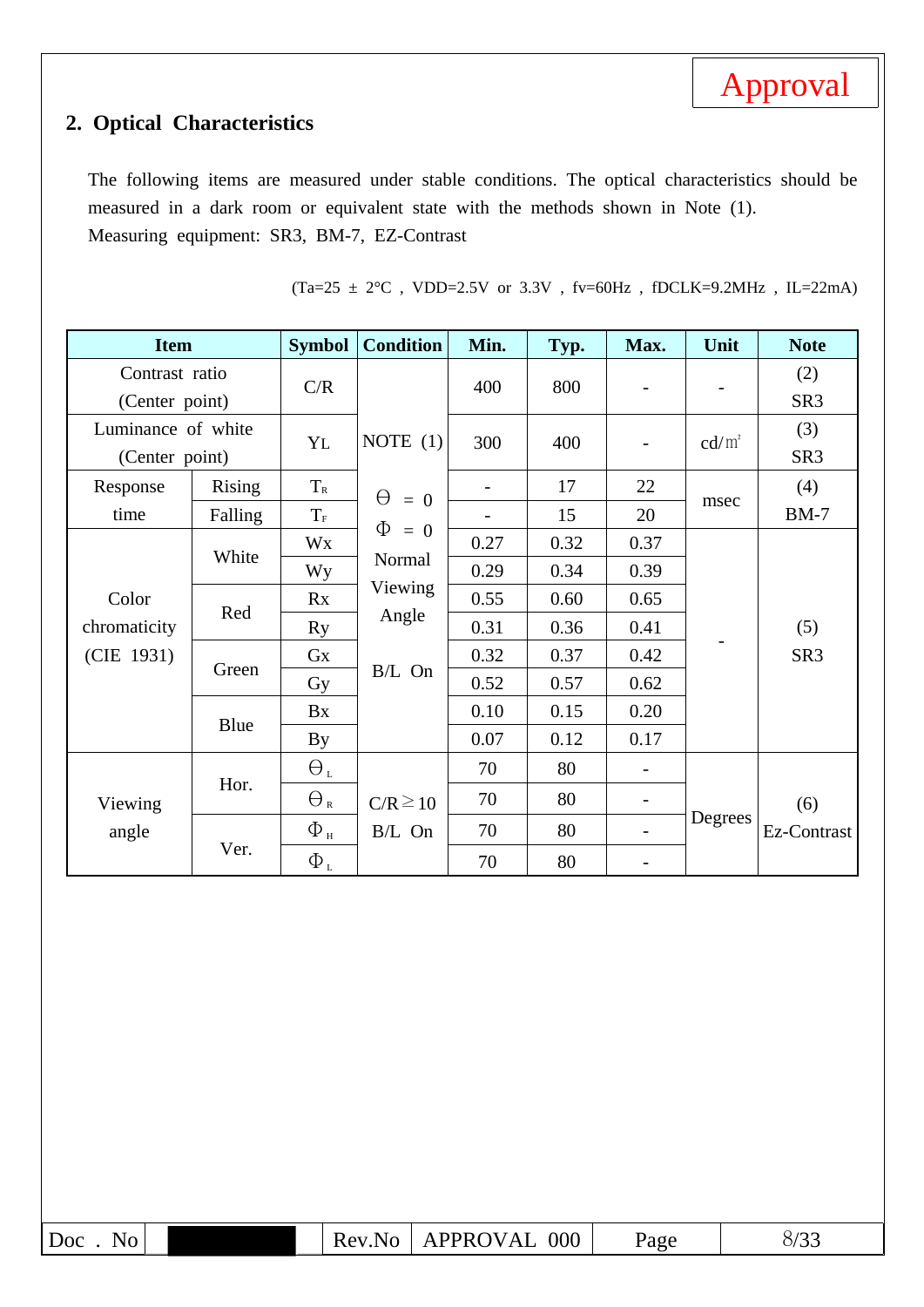## 2. Optical Characteristics

The following items are measured under stable conditions. The optical characteristics should be measured in a dark room or equivalent state with the methods shown in Note (1).
Measuring equipment: SR3, BM-7, EZ-Contrast

(Ta=25 ± 2°C , VDD=2.5V or 3.3V , fv=60Hz , fDCLK=9.2MHz , IL=22mA)

| Item | | Symbol | Condition | Min. | Typ. | Max. | Unit | Note |
|---|---|---|---|---|---|---|---|---|
| Contrast ratio (Center point) | | C/R | NOTE (1) | 400 | 800 | - | - | (2) SR3 |
| Luminance of white (Center point) | | $Y_L$ | NOTE (1) | 300 | 400 | - | cd/㎡ | (3) SR3 |
| Response time | Rising | $T_R$ | $\Theta = 0$, $\Phi = 0$, Normal Viewing Angle, B/L On | - | 17 | 22 | msec | (4) BM-7 |
| | Falling | $T_F$ | | - | 15 | 20 | | |
| Color chromaticity (CIE 1931) | White | Wx | | 0.27 | 0.32 | 0.37 | - | (5) SR3 |
| | | Wy | | 0.29 | 0.34 | 0.39 | | |
| | Red | Rx | | 0.55 | 0.60 | 0.65 | | |
| | | Ry | | 0.31 | 0.36 | 0.41 | | |
| | Green | Gx | | 0.32 | 0.37 | 0.42 | | |
| | | Gy | | 0.52 | 0.57 | 0.62 | | |
| | Blue | Bx | | 0.10 | 0.15 | 0.20 | | |
| | | By | | 0.07 | 0.12 | 0.17 | | |
| Viewing angle | Hor. | $\Theta_L$ | $C/R \geq 10$, B/L On | 70 | 80 | - | Degrees | (6) Ez-Contrast |
| | | $\Theta_R$ | | 70 | 80 | - | | |
| | Ver. | $\Phi_H$ | | 70 | 80 | - | | |
| | | $\Phi_L$ | | 70 | 80 | - | | |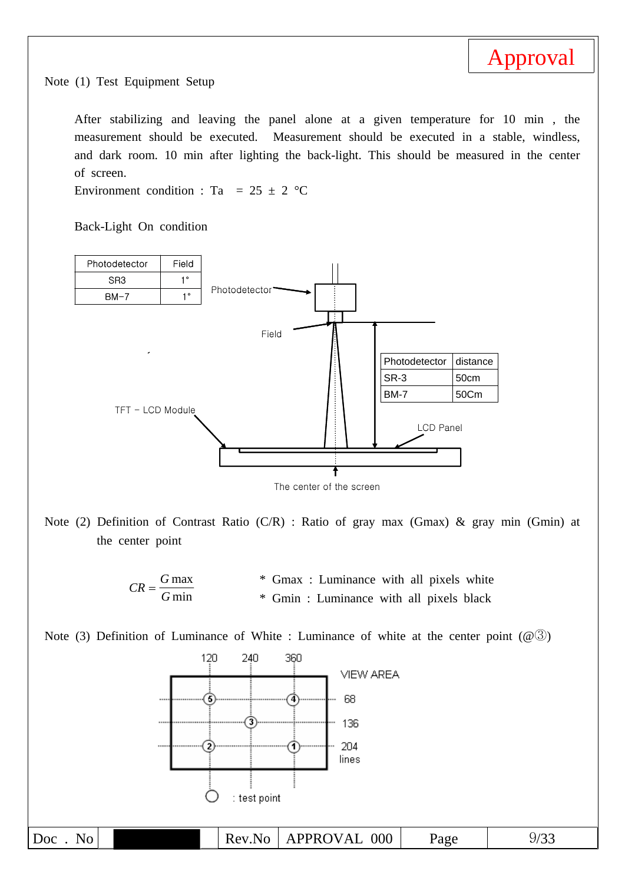Approval

Note (1) Test Equipment Setup

After stabilizing and leaving the panel alone at a given temperature for 10 min , the measurement should be executed. Measurement should be executed in a stable, windless, and dark room. 10 min after lighting the back-light. This should be measured in the center of screen.

Environment condition : Ta = 25 ± 2 °C

Back-Light On condition

| Photodetector | Field |
|---|---|
| SR3 | 1° |
| BM-7 | 1° |

Photodetector

Field

| Photodetector | distance |
|---|---|
| SR-3 | 50cm |
| BM-7 | 50Cm |

TFT – LCD Module

LCD Panel

The center of the screen

Note (2) Definition of Contrast Ratio (C/R) : Ratio of gray max (Gmax) & gray min (Gmin) at the center point

$$CR = \frac{G\max}{G\min}$$

* Gmax : Luminance with all pixels white
* Gmin : Luminance with all pixels black

Note (3) Definition of Luminance of White : Luminance of white at the center point (@③)

120 240 360

VIEW AREA

68

136

204 lines

○ : test point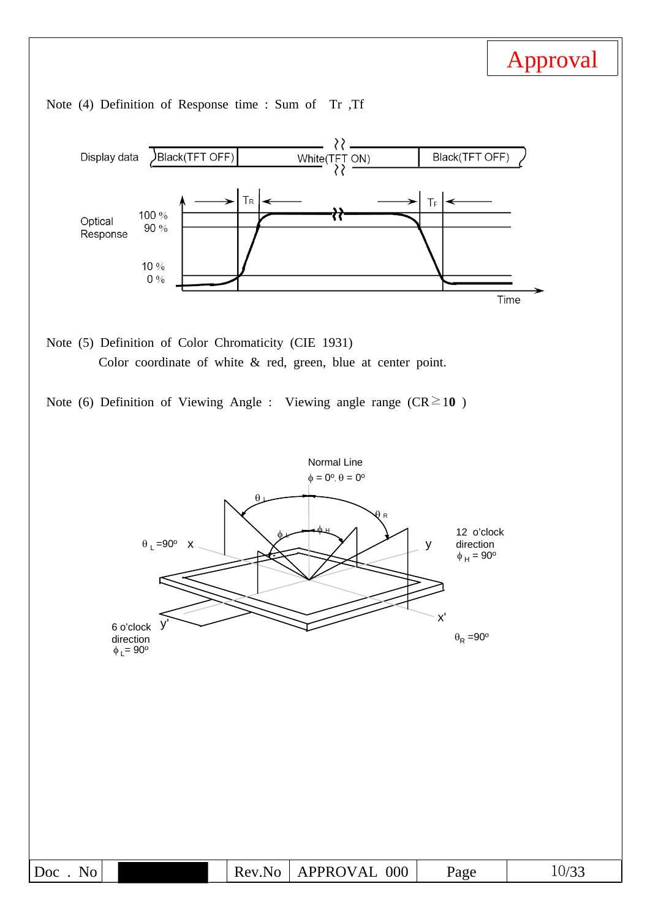Approval

Note (4) Definition of Response time : Sum of Tr ,Tf

Display data: Black(TFT OFF) | White(TFT ON) | Black(TFT OFF)

Optical Response: 100 %, 90 %, 10 %, 0 %

$T_R$ $T_F$

Time

Note (5) Definition of Color Chromaticity (CIE 1931)

Color coordinate of white & red, green, blue at center point.

Note (6) Definition of Viewing Angle : Viewing angle range (CR ≥ **10** )

Normal Line

$\phi = 0^o, \theta = 0^o$

$\theta_L$ $\theta_R$ $\phi_L$ $\phi_H$

$\theta_L = 90^o$ x

y 12 o'clock direction $\phi_H = 90^o$

x'

$\theta_R = 90^o$

6 o'clock direction $\phi_L = 90^o$ y'

| Doc . No | | Rev.No | APPROVAL 000 | Page | 10/33 |
|---|---|---|---|---|---|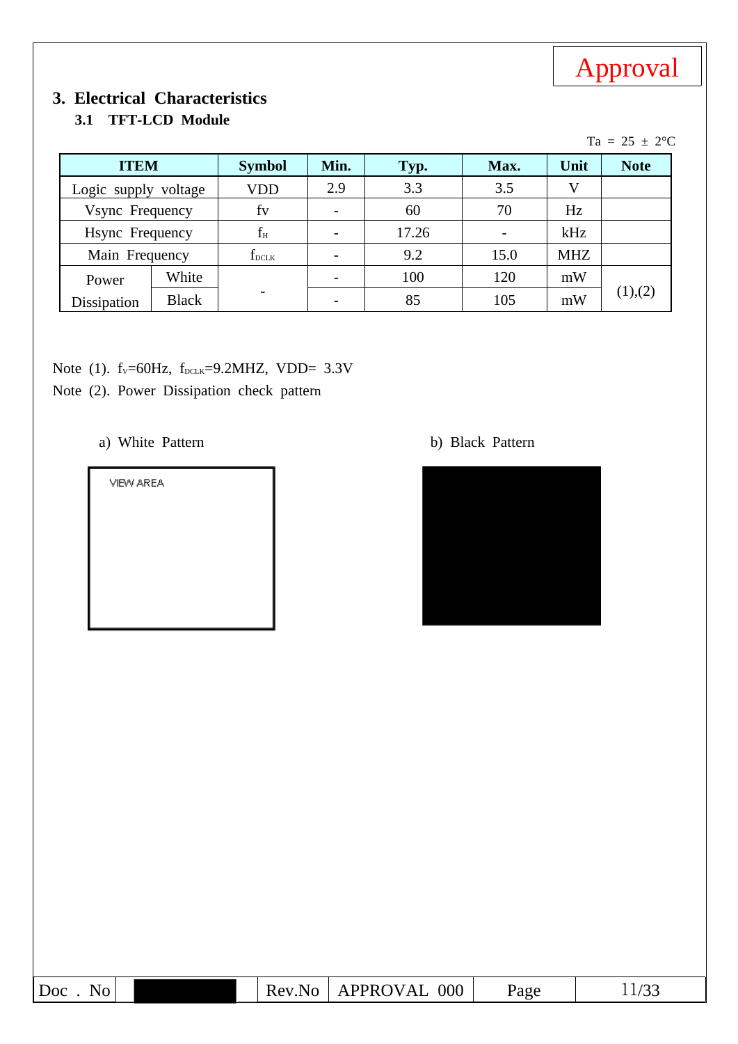Approval

# 3. Electrical Characteristics

## 3.1 TFT-LCD Module

Ta = 25 ± 2°C

| ITEM | | Symbol | Min. | Typ. | Max. | Unit | Note |
|---|---|---|---|---|---|---|---|
| Logic supply voltage | | VDD | 2.9 | 3.3 | 3.5 | V | |
| Vsync Frequency | | fv | - | 60 | 70 | Hz | |
| Hsync Frequency | | $f_H$ | - | 17.26 | - | kHz | |
| Main Frequency | | $f_{DCLK}$ | - | 9.2 | 15.0 | MHZ | |
| Power Dissipation | White | - | - | 100 | 120 | mW | (1),(2) |
| | Black | | - | 85 | 105 | mW | |

Note (1). $f_V$=60Hz, $f_{DCLK}$=9.2MHZ, VDD= 3.3V

Note (2). Power Dissipation check pattern

a) White Pattern

VIEW AREA

b) Black Pattern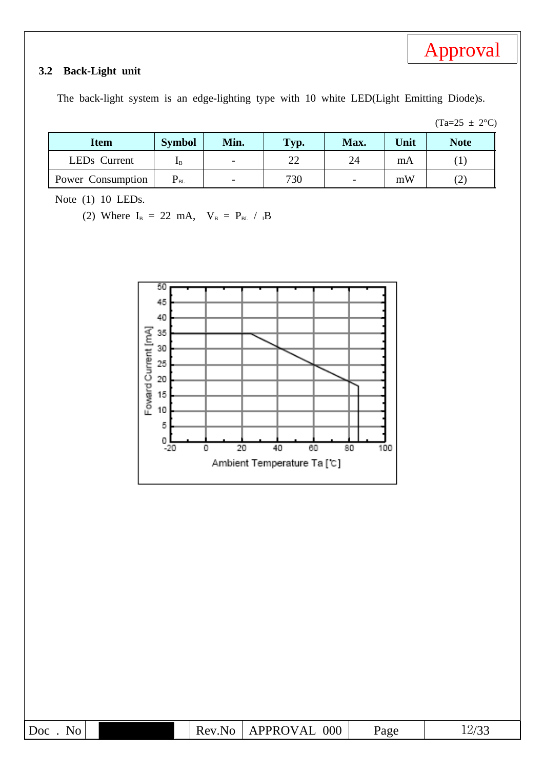Approval

### 3.2 Back-Light unit

The back-light system is an edge-lighting type with 10 white LED(Light Emitting Diode)s.

(Ta=25 ± 2°C)

| Item | Symbol | Min. | Typ. | Max. | Unit | Note |
|---|---|---|---|---|---|---|
| LEDs Current | $I_B$ | - | 22 | 24 | mA | (1) |
| Power Consumption | $P_{BL}$ | - | 730 | - | mW | (2) |

Note (1) 10 LEDs.

(2) Where $I_B$ = 22 mA, $V_B = P_{BL} / I_B$

Foward Current [mA]

Ambient Temperature Ta [℃]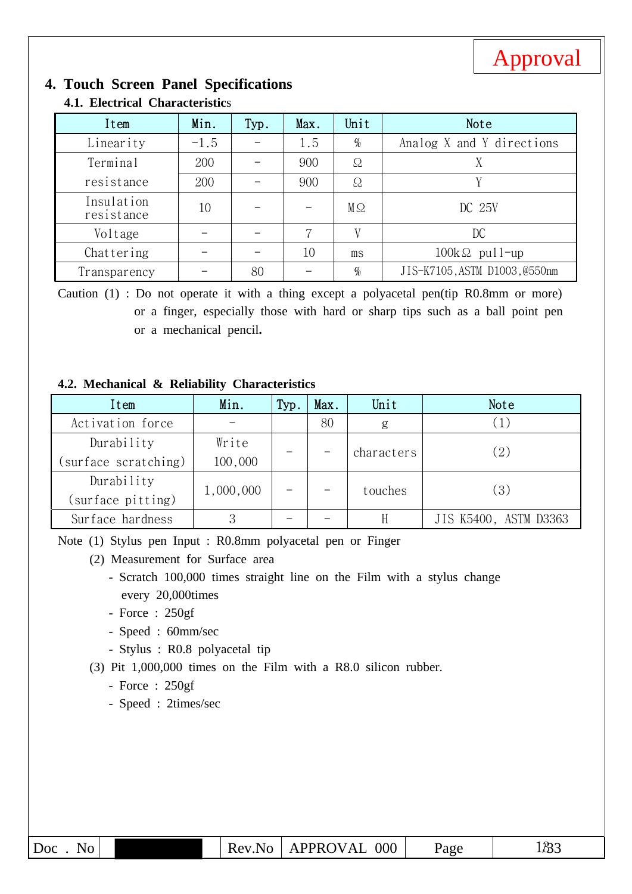Approval

## 4. Touch Screen Panel Specifications

### 4.1. Electrical Characteristics

| Item | Min. | Typ. | Max. | Unit | Note |
|---|---|---|---|---|---|
| Linearity | -1.5 | - | 1.5 | % | Analog X and Y directions |
| Terminal resistance | 200 | - | 900 | Ω | X |
| | 200 | - | 900 | Ω | Y |
| Insulation resistance | 10 | - | - | MΩ | DC 25V |
| Voltage | - | - | 7 | V | DC |
| Chattering | - | - | 10 | ms | 100kΩ pull-up |
| Transparency | - | 80 | - | % | JIS-K7105,ASTM D1003,@550nm |

Caution (1) : Do not operate it with a thing except a polyacetal pen(tip R0.8mm or more) or a finger, especially those with hard or sharp tips such as a ball point pen or a mechanical pencil.

### 4.2. Mechanical & Reliability Characteristics

| Item | Min. | Typ. | Max. | Unit | Note |
|---|---|---|---|---|---|
| Activation force | - | | 80 | g | (1) |
| Durability (surface scratching) | Write 100,000 | - | - | characters | (2) |
| Durability (surface pitting) | 1,000,000 | - | - | touches | (3) |
| Surface hardness | 3 | - | - | H | JIS K5400, ASTM D3363 |

Note (1) Stylus pen Input : R0.8mm polyacetal pen or Finger

(2) Measurement for Surface area
- Scratch 100,000 times straight line on the Film with a stylus change every 20,000times
- Force : 250gf
- Speed : 60mm/sec
- Stylus : R0.8 polyacetal tip

(3) Pit 1,000,000 times on the Film with a R8.0 silicon rubber.
- Force : 250gf
- Speed : 2times/sec

| Doc . No | | Rev.No | APPROVAL 000 | Page | 13/33 |
|---|---|---|---|---|---|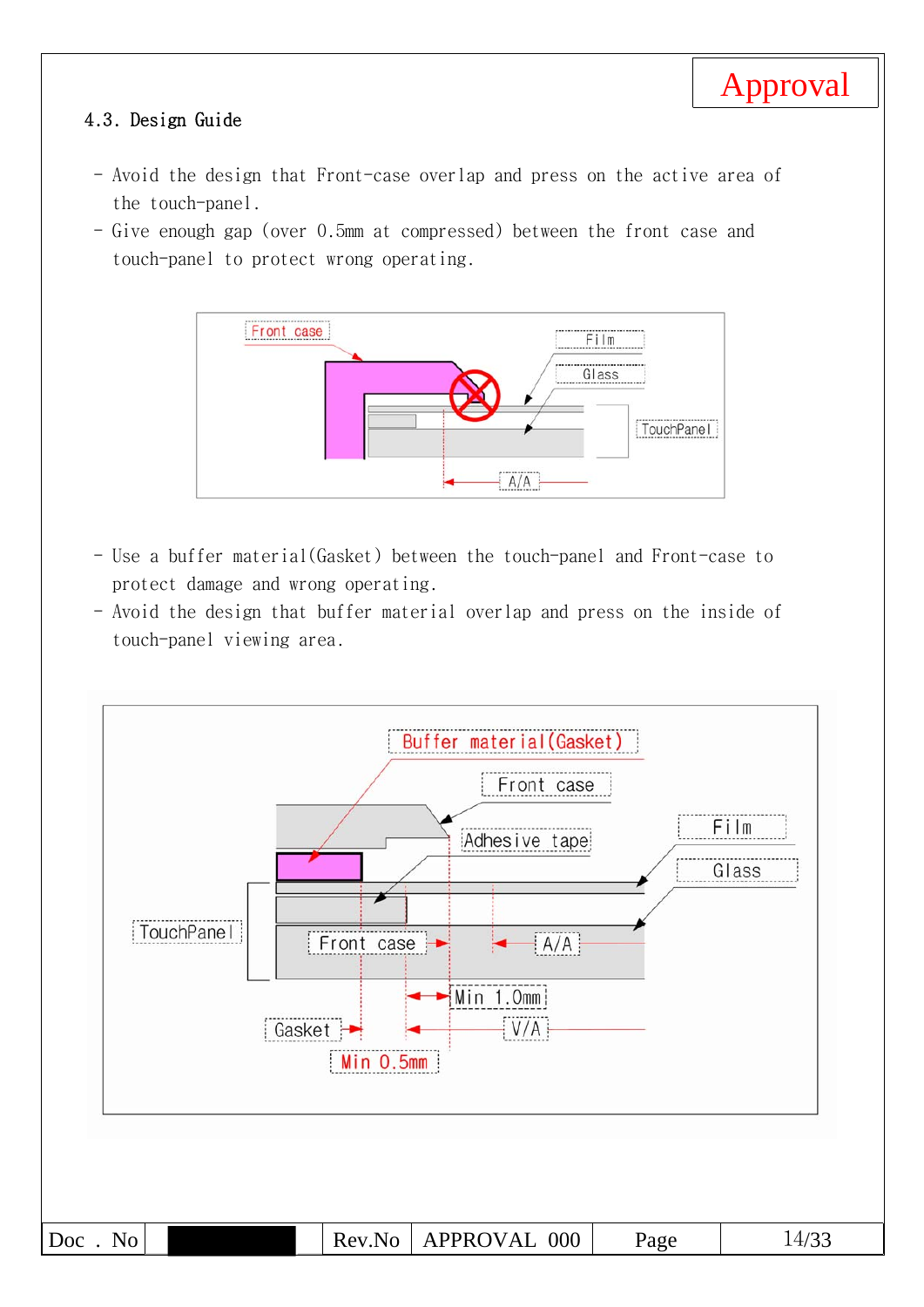### 4.3. Design Guide

- Avoid the design that Front-case overlap and press on the active area of the touch-panel.
- Give enough gap (over 0.5mm at compressed) between the front case and touch-panel to protect wrong operating.

Front case

Film

Glass

TouchPanel

A/A

- Use a buffer material(Gasket) between the touch-panel and Front-case to protect damage and wrong operating.
- Avoid the design that buffer material overlap and press on the inside of touch-panel viewing area.

Buffer material(Gasket)

Front case

Adhesive tape

Film

Glass

TouchPanel

Front case

A/A

Min 1.0mm

Gasket

V/A

Min 0.5mm

| Doc . No | | Rev.No | APPROVAL 000 | Page | 14/33 |
|---|---|---|---|---|---|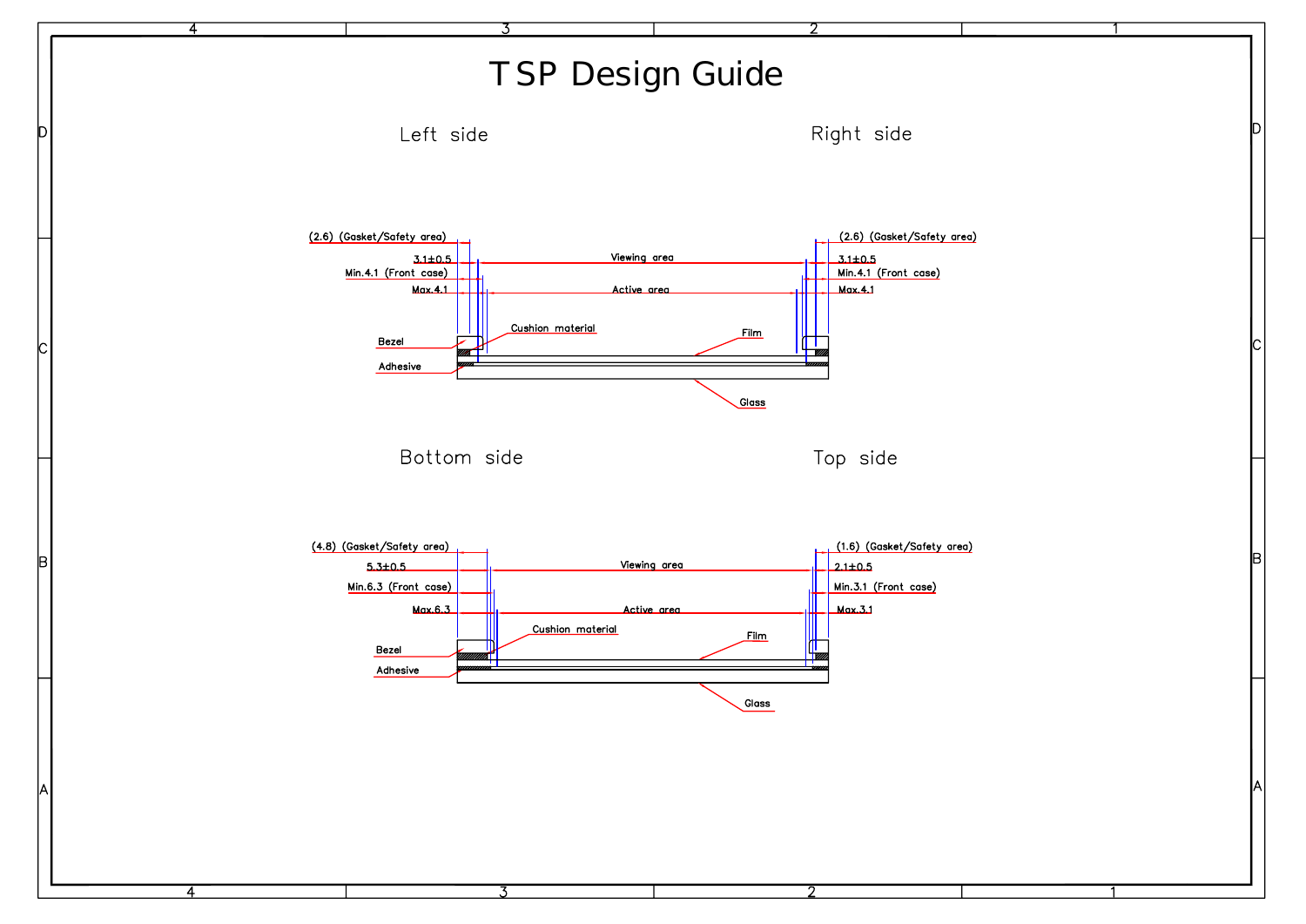# TSP Design Guide

## Left side

(2.6) (Gasket/Safety area)

3.1±0.5

Min.4.1 (Front case)

Max.4.1

Viewing area

Active area

Bezel

Cushion material

Adhesive

Film

Glass

## Right side

(2.6) (Gasket/Safety area)

3.1±0.5

Min.4.1 (Front case)

Max.4.1

## Bottom side

(4.8) (Gasket/Safety area)

5.3±0.5

Min.6.3 (Front case)

Max.6.3

Viewing area

Active area

Bezel

Cushion material

Adhesive

Film

Glass

## Top side

(1.6) (Gasket/Safety area)

2.1±0.5

Min.3.1 (Front case)

Max.3.1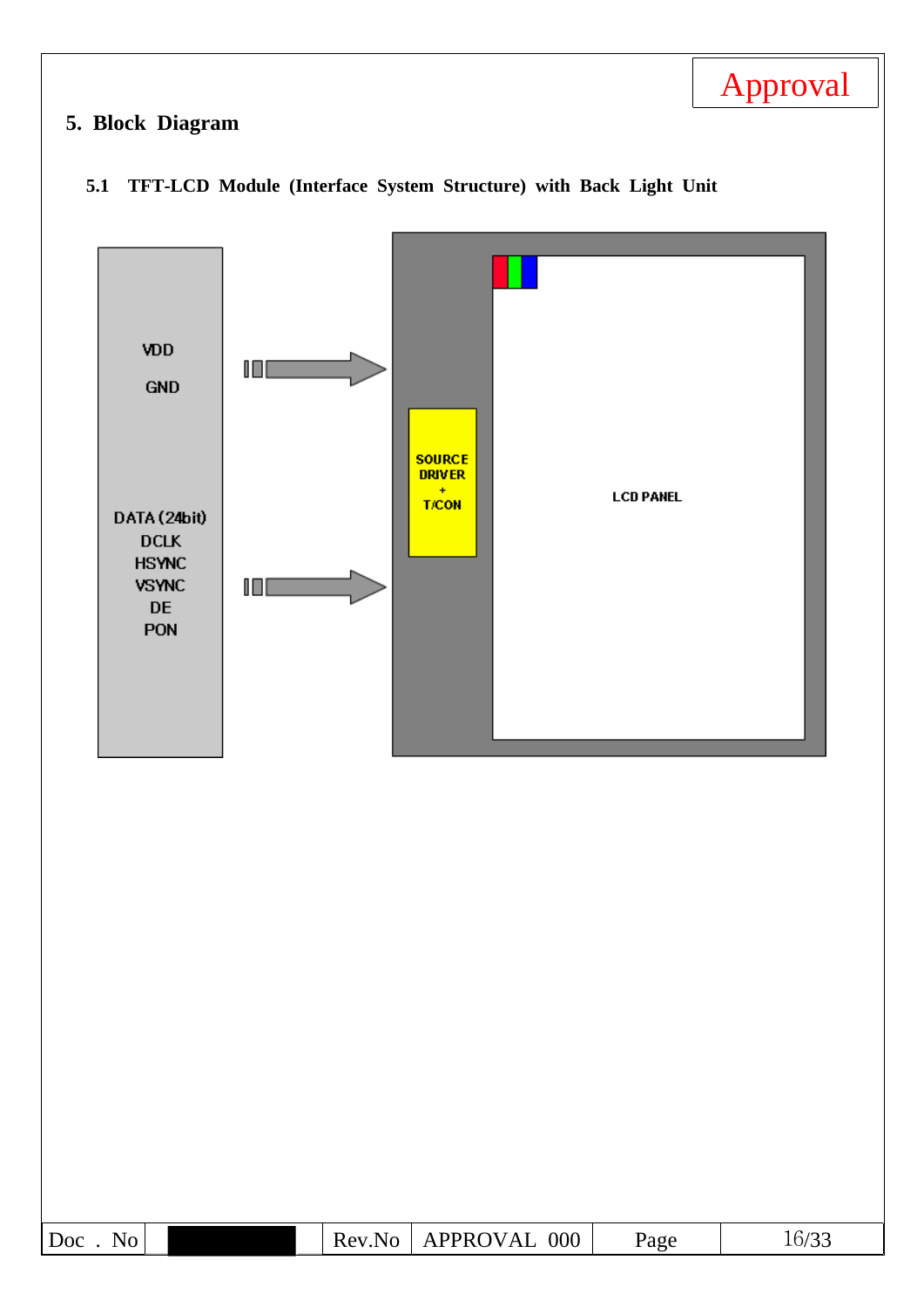Approval

## 5. Block Diagram

### 5.1 TFT-LCD Module (Interface System Structure) with Back Light Unit

VDD

GND

DATA (24bit)
DCLK
HSYNC
VSYNC
DE
PON

SOURCE
DRIVER
+
T/CON

LCD PANEL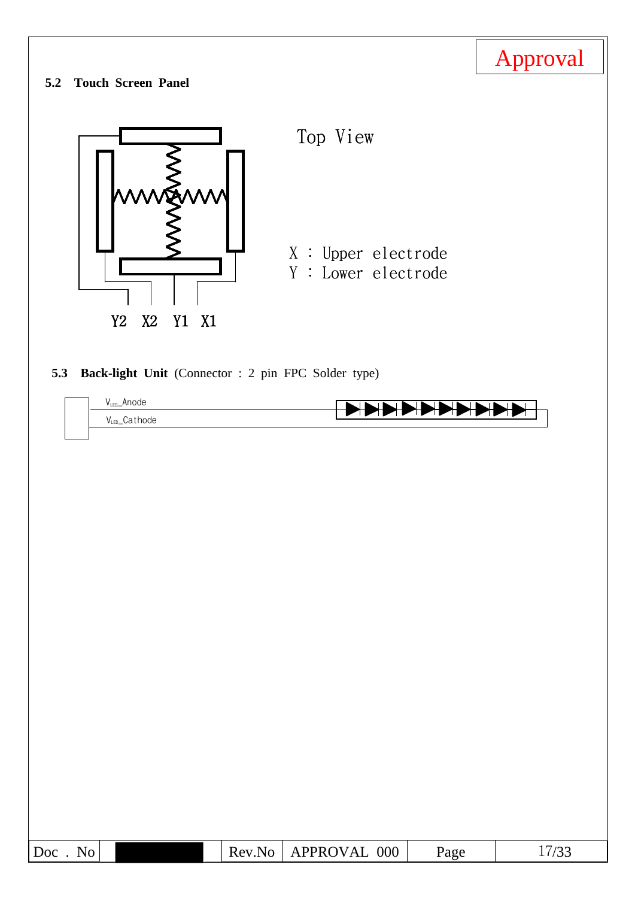Approval

### 5.2 Touch Screen Panel

Top View

X : Upper electrode
Y : Lower electrode

Y2 X2 Y1 X1

### 5.3 Back-light Unit (Connector : 2 pin FPC Solder type)

$V_{LED}$_Anode

$V_{LED}$_Cathode

| Doc . No | | Rev.No | APPROVAL 000 | Page | 17/33 |
|---|---|---|---|---|---|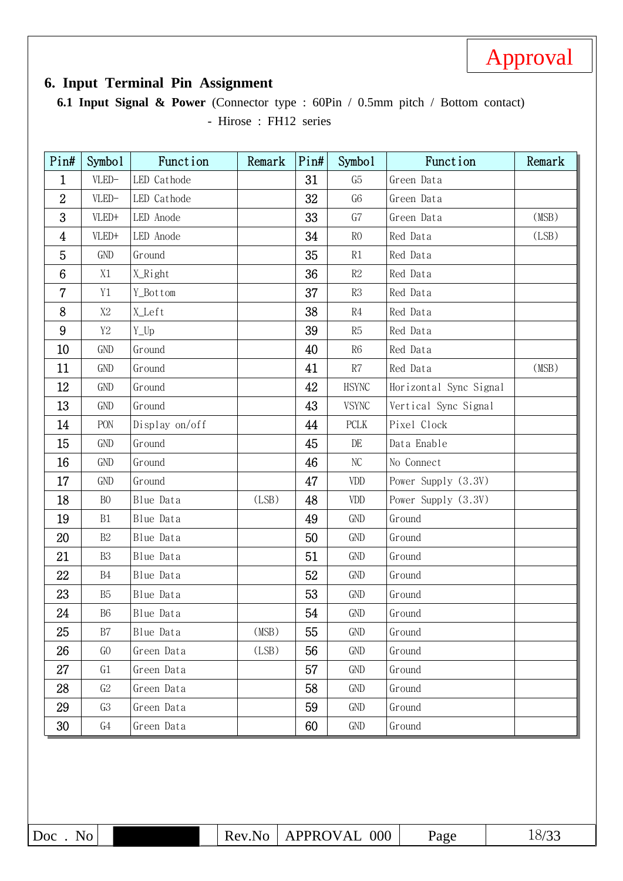Approval

## 6. Input Terminal Pin Assignment

**6.1 Input Signal & Power** (Connector type : 60Pin / 0.5mm pitch / Bottom contact)

- Hirose : FH12 series

| Pin# | Symbol | Function | Remark | Pin# | Symbol | Function | Remark |
|---|---|---|---|---|---|---|---|
| 1 | VLED- | LED Cathode | | 31 | G5 | Green Data | |
| 2 | VLED- | LED Cathode | | 32 | G6 | Green Data | |
| 3 | VLED+ | LED Anode | | 33 | G7 | Green Data | (MSB) |
| 4 | VLED+ | LED Anode | | 34 | R0 | Red Data | (LSB) |
| 5 | GND | Ground | | 35 | R1 | Red Data | |
| 6 | X1 | X_Right | | 36 | R2 | Red Data | |
| 7 | Y1 | Y_Bottom | | 37 | R3 | Red Data | |
| 8 | X2 | X_Left | | 38 | R4 | Red Data | |
| 9 | Y2 | Y_Up | | 39 | R5 | Red Data | |
| 10 | GND | Ground | | 40 | R6 | Red Data | |
| 11 | GND | Ground | | 41 | R7 | Red Data | (MSB) |
| 12 | GND | Ground | | 42 | HSYNC | Horizontal Sync Signal | |
| 13 | GND | Ground | | 43 | VSYNC | Vertical Sync Signal | |
| 14 | PON | Display on/off | | 44 | PCLK | Pixel Clock | |
| 15 | GND | Ground | | 45 | DE | Data Enable | |
| 16 | GND | Ground | | 46 | NC | No Connect | |
| 17 | GND | Ground | | 47 | VDD | Power Supply (3.3V) | |
| 18 | B0 | Blue Data | (LSB) | 48 | VDD | Power Supply (3.3V) | |
| 19 | B1 | Blue Data | | 49 | GND | Ground | |
| 20 | B2 | Blue Data | | 50 | GND | Ground | |
| 21 | B3 | Blue Data | | 51 | GND | Ground | |
| 22 | B4 | Blue Data | | 52 | GND | Ground | |
| 23 | B5 | Blue Data | | 53 | GND | Ground | |
| 24 | B6 | Blue Data | | 54 | GND | Ground | |
| 25 | B7 | Blue Data | (MSB) | 55 | GND | Ground | |
| 26 | G0 | Green Data | (LSB) | 56 | GND | Ground | |
| 27 | G1 | Green Data | | 57 | GND | Ground | |
| 28 | G2 | Green Data | | 58 | GND | Ground | |
| 29 | G3 | Green Data | | 59 | GND | Ground | |
| 30 | G4 | Green Data | | 60 | GND | Ground | |

| Doc . No | | Rev.No | APPROVAL 000 | Page | 18/33 |
|---|---|---|---|---|---|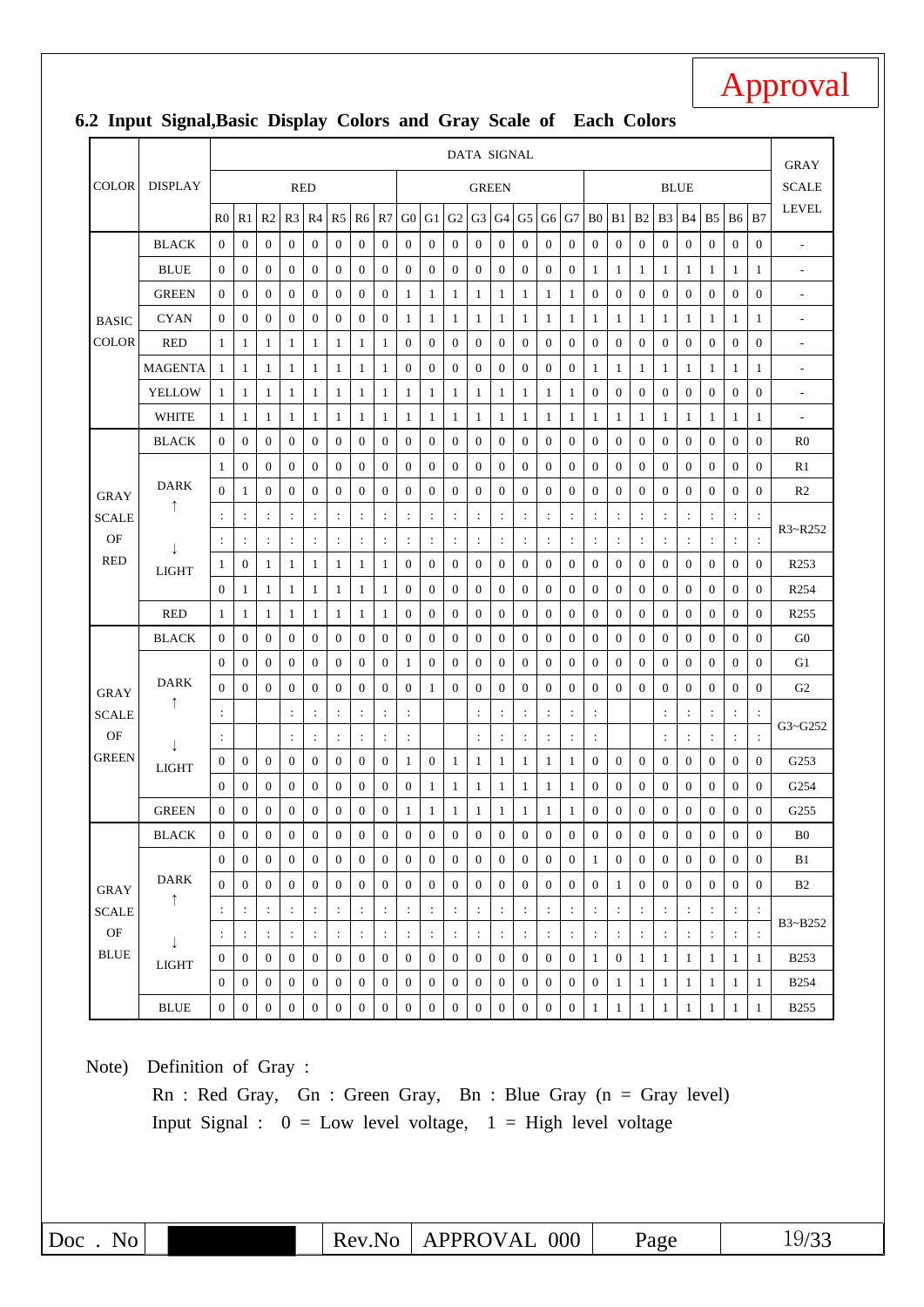Approval

## 6.2 Input Signal,Basic Display Colors and Gray Scale of Each Colors

| COLOR | DISPLAY | DATA SIGNAL | | | | | | | | | | | | | | | | | | | | | | | | GRAY SCALE LEVEL |
|---|---|---|---|---|---|---|---|---|---|---|---|---|---|---|---|---|---|---|---|---|---|---|---|---|---|---|
| | | RED | | | | | | | | GREEN | | | | | | | | BLUE | | | | | | | | |
| | | R0 | R1 | R2 | R3 | R4 | R5 | R6 | R7 | G0 | G1 | G2 | G3 | G4 | G5 | G6 | G7 | B0 | B1 | B2 | B3 | B4 | B5 | B6 | B7 | |
| BASIC COLOR | BLACK | 0 | 0 | 0 | 0 | 0 | 0 | 0 | 0 | 0 | 0 | 0 | 0 | 0 | 0 | 0 | 0 | 0 | 0 | 0 | 0 | 0 | 0 | 0 | 0 | - |
| | BLUE | 0 | 0 | 0 | 0 | 0 | 0 | 0 | 0 | 0 | 0 | 0 | 0 | 0 | 0 | 0 | 0 | 1 | 1 | 1 | 1 | 1 | 1 | 1 | 1 | - |
| | GREEN | 0 | 0 | 0 | 0 | 0 | 0 | 0 | 0 | 1 | 1 | 1 | 1 | 1 | 1 | 1 | 1 | 0 | 0 | 0 | 0 | 0 | 0 | 0 | 0 | - |
| | CYAN | 0 | 0 | 0 | 0 | 0 | 0 | 0 | 0 | 1 | 1 | 1 | 1 | 1 | 1 | 1 | 1 | 1 | 1 | 1 | 1 | 1 | 1 | 1 | 1 | - |
| | RED | 1 | 1 | 1 | 1 | 1 | 1 | 1 | 1 | 0 | 0 | 0 | 0 | 0 | 0 | 0 | 0 | 0 | 0 | 0 | 0 | 0 | 0 | 0 | 0 | - |
| | MAGENTA | 1 | 1 | 1 | 1 | 1 | 1 | 1 | 1 | 0 | 0 | 0 | 0 | 0 | 0 | 0 | 0 | 1 | 1 | 1 | 1 | 1 | 1 | 1 | 1 | - |
| | YELLOW | 1 | 1 | 1 | 1 | 1 | 1 | 1 | 1 | 1 | 1 | 1 | 1 | 1 | 1 | 1 | 1 | 0 | 0 | 0 | 0 | 0 | 0 | 0 | 0 | - |
| | WHITE | 1 | 1 | 1 | 1 | 1 | 1 | 1 | 1 | 1 | 1 | 1 | 1 | 1 | 1 | 1 | 1 | 1 | 1 | 1 | 1 | 1 | 1 | 1 | 1 | - |
| GRAY SCALE OF RED | BLACK | 0 | 0 | 0 | 0 | 0 | 0 | 0 | 0 | 0 | 0 | 0 | 0 | 0 | 0 | 0 | 0 | 0 | 0 | 0 | 0 | 0 | 0 | 0 | 0 | R0 |
| | DARK ↑ | 1 | 0 | 0 | 0 | 0 | 0 | 0 | 0 | 0 | 0 | 0 | 0 | 0 | 0 | 0 | 0 | 0 | 0 | 0 | 0 | 0 | 0 | 0 | 0 | R1 |
| | | 0 | 1 | 0 | 0 | 0 | 0 | 0 | 0 | 0 | 0 | 0 | 0 | 0 | 0 | 0 | 0 | 0 | 0 | 0 | 0 | 0 | 0 | 0 | 0 | R2 |
| | | : | : | : | : | : | : | : | : | : | : | : | : | : | : | : | : | : | : | : | : | : | : | : | : | R3~R252 |
| | ↓ | : | : | : | : | : | : | : | : | : | : | : | : | : | : | : | : | : | : | : | : | : | : | : | : | |
| | LIGHT | 1 | 0 | 1 | 1 | 1 | 1 | 1 | 1 | 0 | 0 | 0 | 0 | 0 | 0 | 0 | 0 | 0 | 0 | 0 | 0 | 0 | 0 | 0 | 0 | R253 |
| | | 0 | 1 | 1 | 1 | 1 | 1 | 1 | 1 | 0 | 0 | 0 | 0 | 0 | 0 | 0 | 0 | 0 | 0 | 0 | 0 | 0 | 0 | 0 | 0 | R254 |
| | RED | 1 | 1 | 1 | 1 | 1 | 1 | 1 | 1 | 0 | 0 | 0 | 0 | 0 | 0 | 0 | 0 | 0 | 0 | 0 | 0 | 0 | 0 | 0 | 0 | R255 |
| GRAY SCALE OF GREEN | BLACK | 0 | 0 | 0 | 0 | 0 | 0 | 0 | 0 | 0 | 0 | 0 | 0 | 0 | 0 | 0 | 0 | 0 | 0 | 0 | 0 | 0 | 0 | 0 | 0 | G0 |
| | DARK ↑ | 0 | 0 | 0 | 0 | 0 | 0 | 0 | 0 | 1 | 0 | 0 | 0 | 0 | 0 | 0 | 0 | 0 | 0 | 0 | 0 | 0 | 0 | 0 | 0 | G1 |
| | | 0 | 0 | 0 | 0 | 0 | 0 | 0 | 0 | 0 | 1 | 0 | 0 | 0 | 0 | 0 | 0 | 0 | 0 | 0 | 0 | 0 | 0 | 0 | 0 | G2 |
| | | : | | | : | : | : | : | : | : | | | : | : | : | : | : | : | | | : | : | : | : | : | G3~G252 |
| | ↓ | : | | | : | : | : | : | : | : | | | : | : | : | : | : | : | | | : | : | : | : | : | |
| | LIGHT | 0 | 0 | 0 | 0 | 0 | 0 | 0 | 0 | 1 | 0 | 1 | 1 | 1 | 1 | 1 | 1 | 0 | 0 | 0 | 0 | 0 | 0 | 0 | 0 | G253 |
| | | 0 | 0 | 0 | 0 | 0 | 0 | 0 | 0 | 0 | 1 | 1 | 1 | 1 | 1 | 1 | 1 | 0 | 0 | 0 | 0 | 0 | 0 | 0 | 0 | G254 |
| | GREEN | 0 | 0 | 0 | 0 | 0 | 0 | 0 | 0 | 1 | 1 | 1 | 1 | 1 | 1 | 1 | 1 | 0 | 0 | 0 | 0 | 0 | 0 | 0 | 0 | G255 |
| GRAY SCALE OF BLUE | BLACK | 0 | 0 | 0 | 0 | 0 | 0 | 0 | 0 | 0 | 0 | 0 | 0 | 0 | 0 | 0 | 0 | 0 | 0 | 0 | 0 | 0 | 0 | 0 | 0 | B0 |
| | DARK ↑ | 0 | 0 | 0 | 0 | 0 | 0 | 0 | 0 | 0 | 0 | 0 | 0 | 0 | 0 | 0 | 0 | 1 | 0 | 0 | 0 | 0 | 0 | 0 | 0 | B1 |
| | | 0 | 0 | 0 | 0 | 0 | 0 | 0 | 0 | 0 | 0 | 0 | 0 | 0 | 0 | 0 | 0 | 0 | 1 | 0 | 0 | 0 | 0 | 0 | 0 | B2 |
| | | : | : | : | : | : | : | : | : | : | : | : | : | : | : | : | : | : | : | : | : | : | : | : | : | B3~B252 |
| | ↓ | : | : | : | : | : | : | : | : | : | : | : | : | : | : | : | : | : | : | : | : | : | : | : | : | |
| | LIGHT | 0 | 0 | 0 | 0 | 0 | 0 | 0 | 0 | 0 | 0 | 0 | 0 | 0 | 0 | 0 | 0 | 1 | 0 | 1 | 1 | 1 | 1 | 1 | 1 | B253 |
| | | 0 | 0 | 0 | 0 | 0 | 0 | 0 | 0 | 0 | 0 | 0 | 0 | 0 | 0 | 0 | 0 | 0 | 1 | 1 | 1 | 1 | 1 | 1 | 1 | B254 |
| | BLUE | 0 | 0 | 0 | 0 | 0 | 0 | 0 | 0 | 0 | 0 | 0 | 0 | 0 | 0 | 0 | 0 | 1 | 1 | 1 | 1 | 1 | 1 | 1 | 1 | B255 |

Note) Definition of Gray :

Rn : Red Gray, Gn : Green Gray, Bn : Blue Gray (n = Gray level)

Input Signal : 0 = Low level voltage, 1 = High level voltage

| Doc . No | | Rev.No | APPROVAL 000 | Page | 19/33 |
|---|---|---|---|---|---|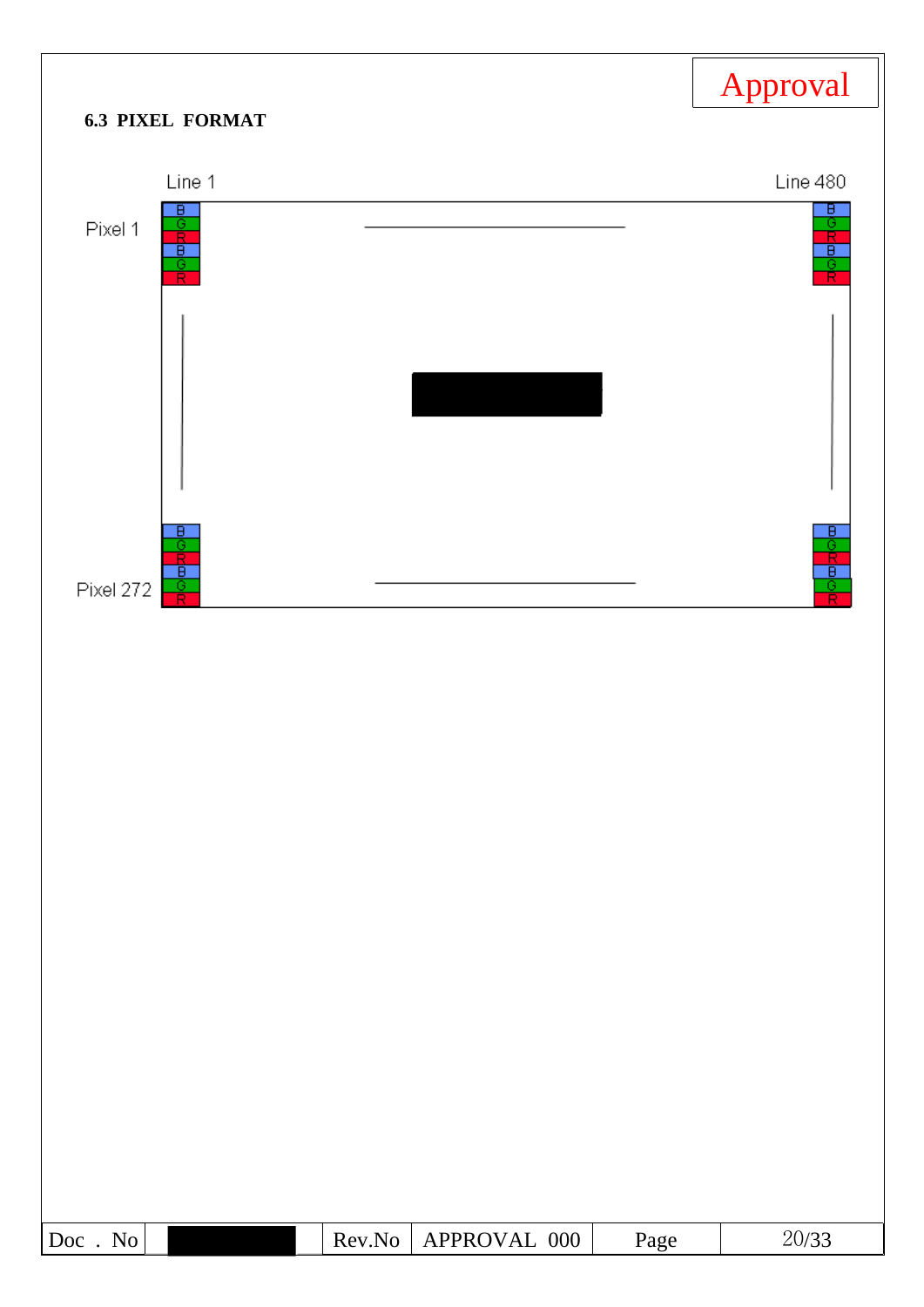Approval

### 6.3 PIXEL FORMAT

Line 1 | Line 480

Pixel 1

Pixel 272

B G R B G R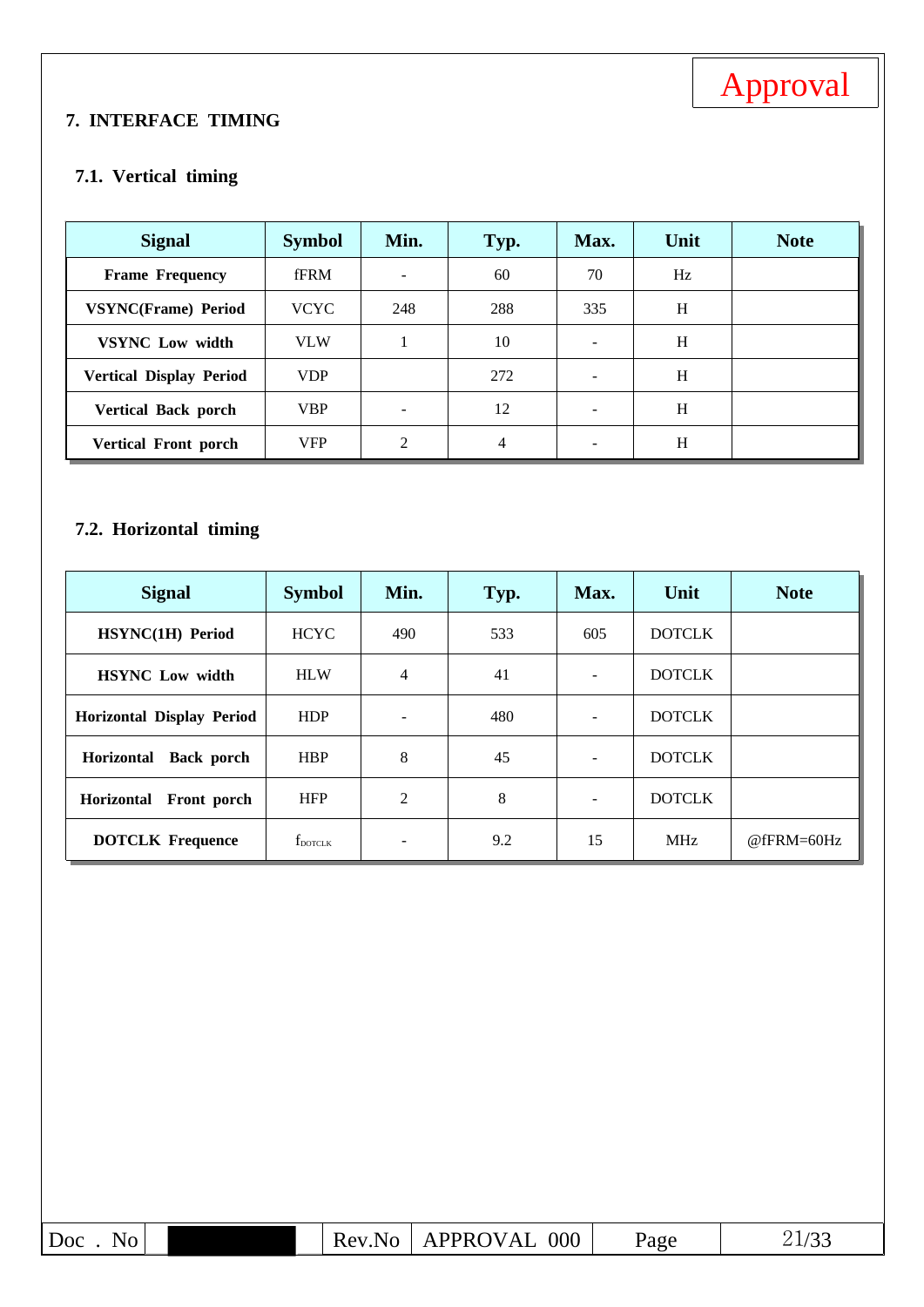Approval

## 7. INTERFACE TIMING

### 7.1. Vertical timing

| Signal | Symbol | Min. | Typ. | Max. | Unit | Note |
|---|---|---|---|---|---|---|
| **Frame Frequency** | fFRM | - | 60 | 70 | Hz | |
| **VSYNC(Frame) Period** | VCYC | 248 | 288 | 335 | H | |
| **VSYNC Low width** | VLW | 1 | 10 | - | H | |
| **Vertical Display Period** | VDP | | 272 | - | H | |
| **Vertical Back porch** | VBP | - | 12 | - | H | |
| **Vertical Front porch** | VFP | 2 | 4 | - | H | |

### 7.2. Horizontal timing

| Signal | Symbol | Min. | Typ. | Max. | Unit | Note |
|---|---|---|---|---|---|---|
| **HSYNC(1H) Period** | HCYC | 490 | 533 | 605 | DOTCLK | |
| **HSYNC Low width** | HLW | 4 | 41 | - | DOTCLK | |
| **Horizontal Display Period** | HDP | - | 480 | - | DOTCLK | |
| **Horizontal Back porch** | HBP | 8 | 45 | - | DOTCLK | |
| **Horizontal Front porch** | HFP | 2 | 8 | - | DOTCLK | |
| **DOTCLK Frequence** | $f_{DOTCLK}$ | - | 9.2 | 15 | MHz | @fFRM=60Hz |

| Doc . No | | Rev.No | APPROVAL 000 | Page | 21/33 |
|---|---|---|---|---|---|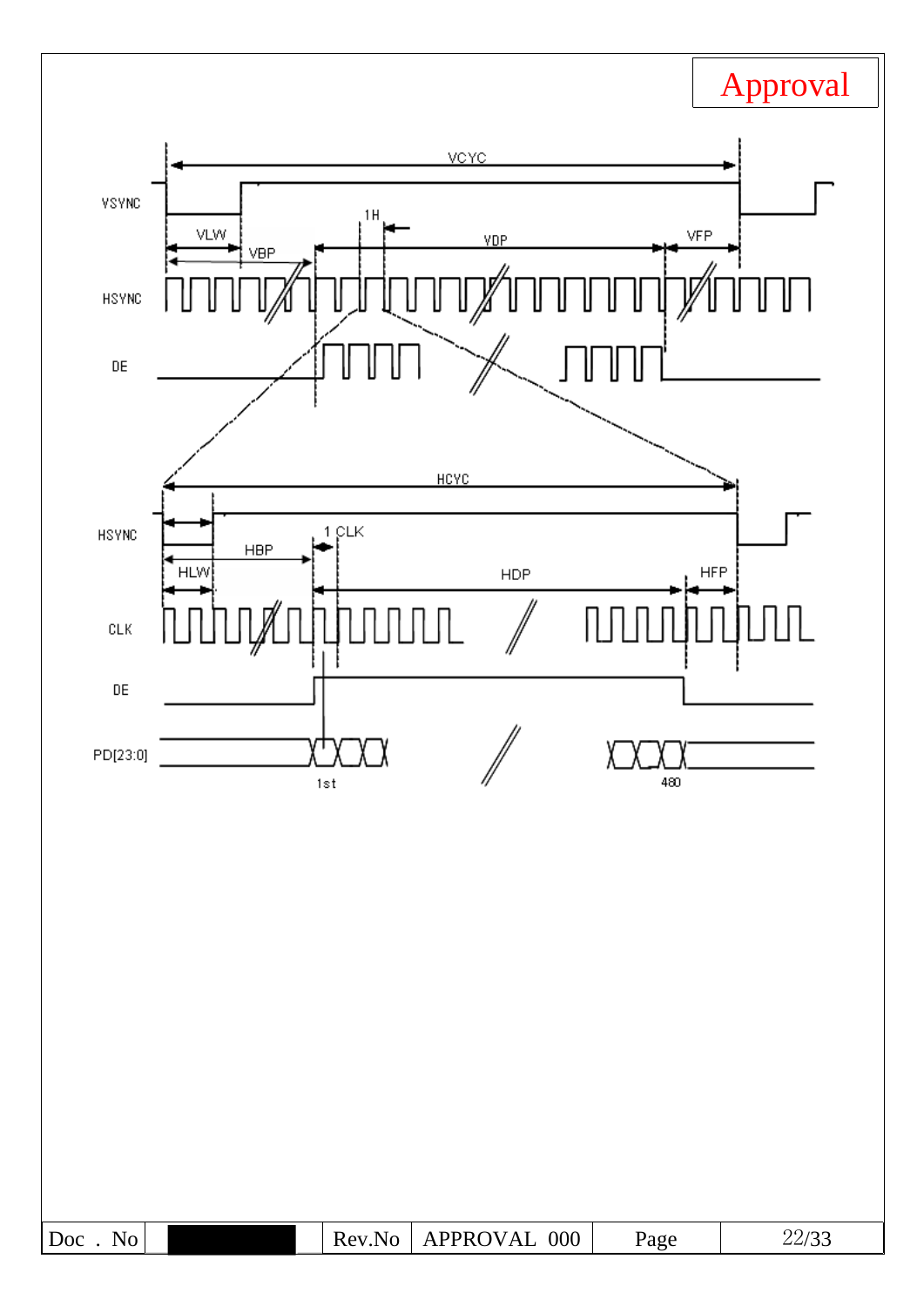Approval

VCYC

VSYNC

VLW

VBP

1H

VDP

VFP

HSYNC

DE

HCYC

HSYNC

HBP

1 CLK

HLW

HDP

HFP

CLK

DE

PD[23:0]

1st

480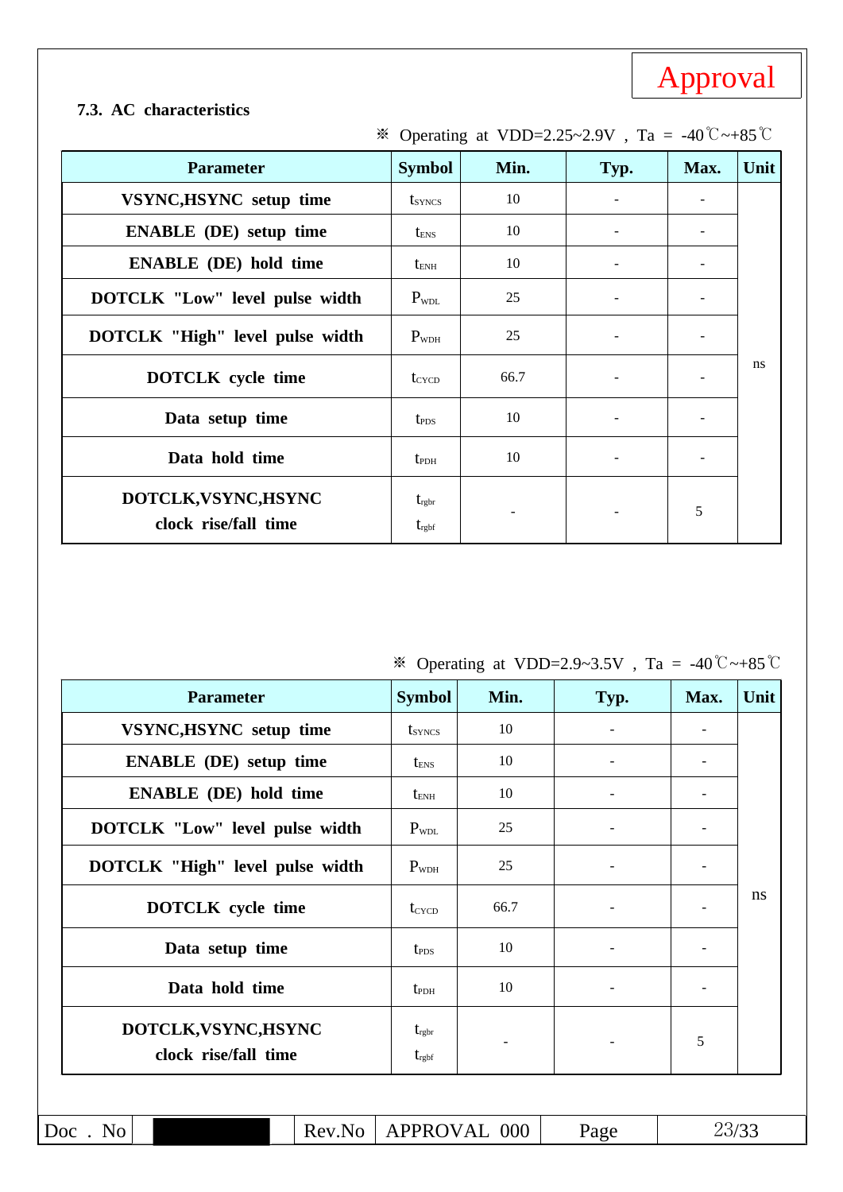Approval

### 7.3. AC characteristics

※ Operating at VDD=2.25~2.9V , Ta = -40℃~+85℃

| Parameter | Symbol | Min. | Typ. | Max. | Unit |
|---|---|---|---|---|---|
| VSYNC,HSYNC setup time | $t_{SYNCS}$ | 10 | - | - | ns |
| ENABLE (DE) setup time | $t_{ENS}$ | 10 | - | - | |
| ENABLE (DE) hold time | $t_{ENH}$ | 10 | - | - | |
| DOTCLK "Low" level pulse width | $P_{WDL}$ | 25 | - | - | |
| DOTCLK "High" level pulse width | $P_{WDH}$ | 25 | - | - | |
| DOTCLK cycle time | $t_{CYCD}$ | 66.7 | - | - | |
| Data setup time | $t_{PDS}$ | 10 | - | - | |
| Data hold time | $t_{PDH}$ | 10 | - | - | |
| DOTCLK,VSYNC,HSYNC clock rise/fall time | $t_{rgbr}$ $t_{rgbf}$ | - | - | 5 | |

※ Operating at VDD=2.9~3.5V , Ta = -40℃~+85℃

| Parameter | Symbol | Min. | Typ. | Max. | Unit |
|---|---|---|---|---|---|
| VSYNC,HSYNC setup time | $t_{SYNCS}$ | 10 | - | - | ns |
| ENABLE (DE) setup time | $t_{ENS}$ | 10 | - | - | |
| ENABLE (DE) hold time | $t_{ENH}$ | 10 | - | - | |
| DOTCLK "Low" level pulse width | $P_{WDL}$ | 25 | - | - | |
| DOTCLK "High" level pulse width | $P_{WDH}$ | 25 | - | - | |
| DOTCLK cycle time | $t_{CYCD}$ | 66.7 | - | - | |
| Data setup time | $t_{PDS}$ | 10 | - | - | |
| Data hold time | $t_{PDH}$ | 10 | - | - | |
| DOTCLK,VSYNC,HSYNC clock rise/fall time | $t_{rgbr}$ $t_{rgbf}$ | - | - | 5 | |

| Doc . No | | Rev.No | APPROVAL 000 | Page | 23/33 |
|---|---|---|---|---|---|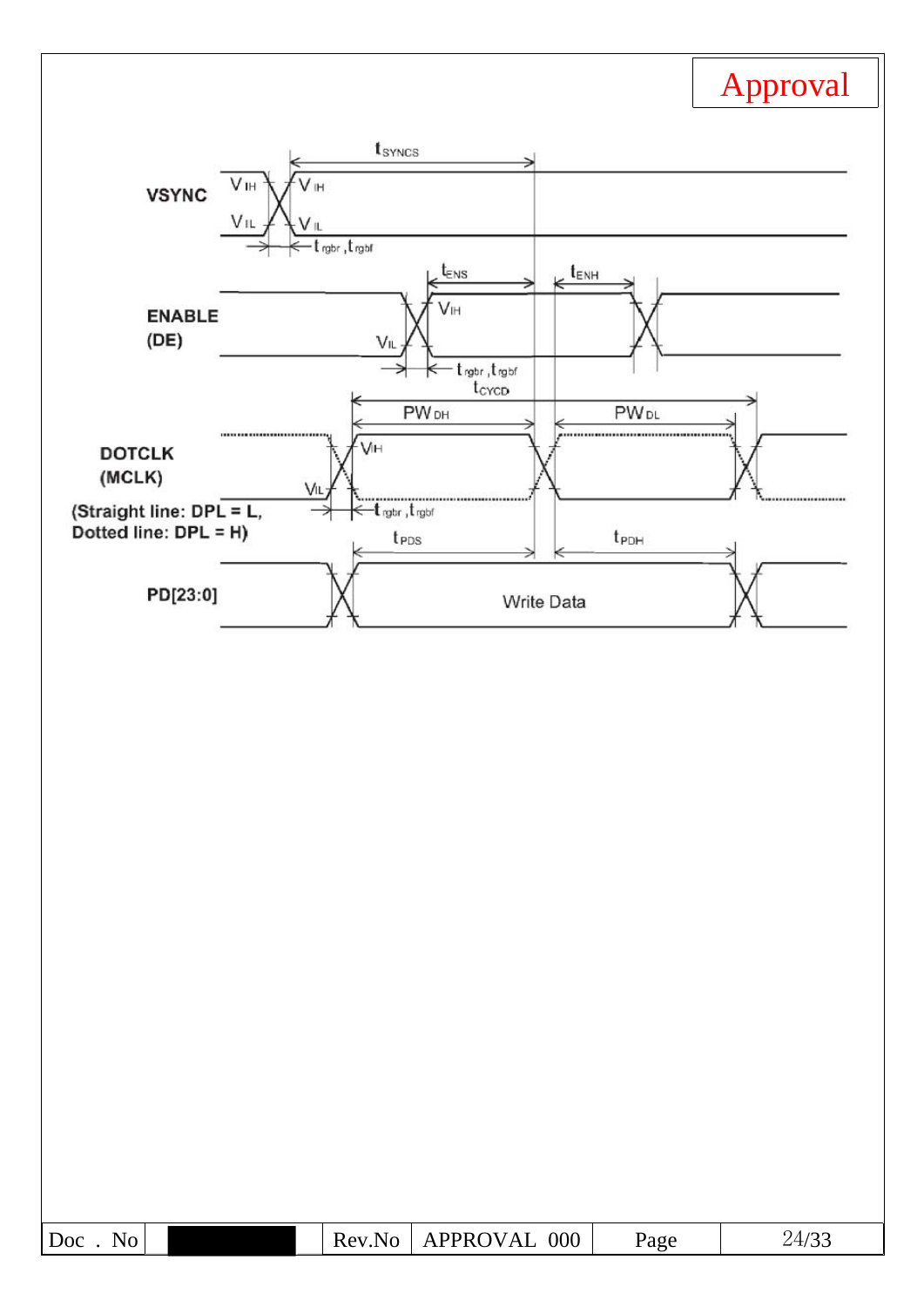Approval

$t_{SYNCS}$

VSYNC

$V_{IH}$ $V_{IH}$

$V_{IL}$ $V_{IL}$

$t_{rgbr}, t_{rgbf}$

$t_{ENS}$ $t_{ENH}$

ENABLE (DE)

$V_{IH}$

$V_{IL}$

$t_{rgbr}, t_{rgbf}$

$t_{CYCD}$

$PW_{DH}$ $PW_{DL}$

DOTCLK (MCLK)

(Straight line: DPL = L, Dotted line: DPL = H)

$V_{IH}$

$V_{IL}$

$t_{rgbr}, t_{rgbf}$

$t_{PDS}$ $t_{PDH}$

PD[23:0]

Write Data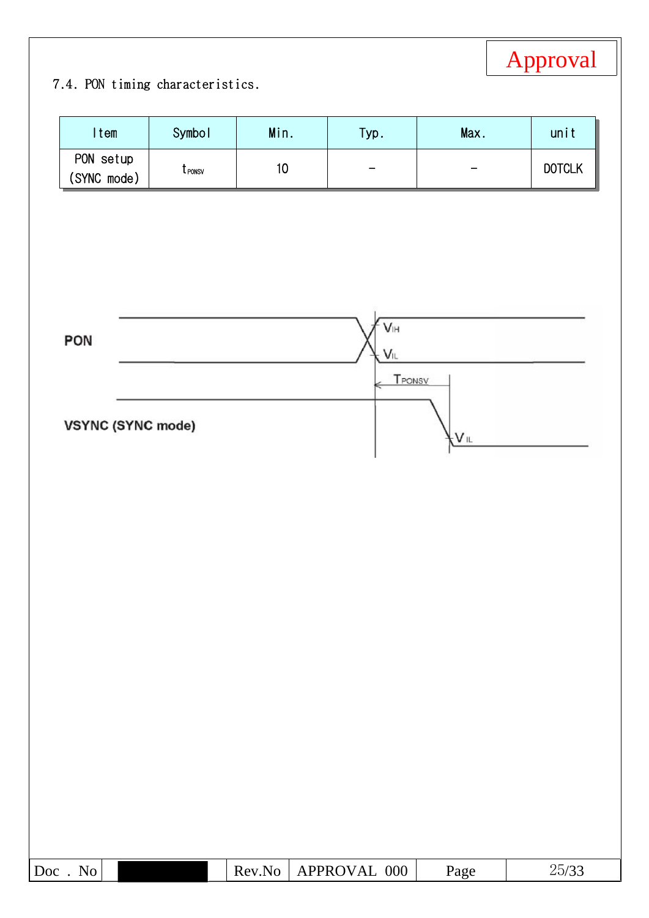7.4. PON timing characteristics.

| Item | Symbol | Min. | Typ. | Max. | unit |
|---|---|---|---|---|---|
| PON setup (SYNC mode) | $t_{PONSV}$ | 10 | - | - | DOTCLK |

PON

$V_{IH}$

$V_{IL}$

$T_{PONSV}$

VSYNC (SYNC mode)

$V_{IL}$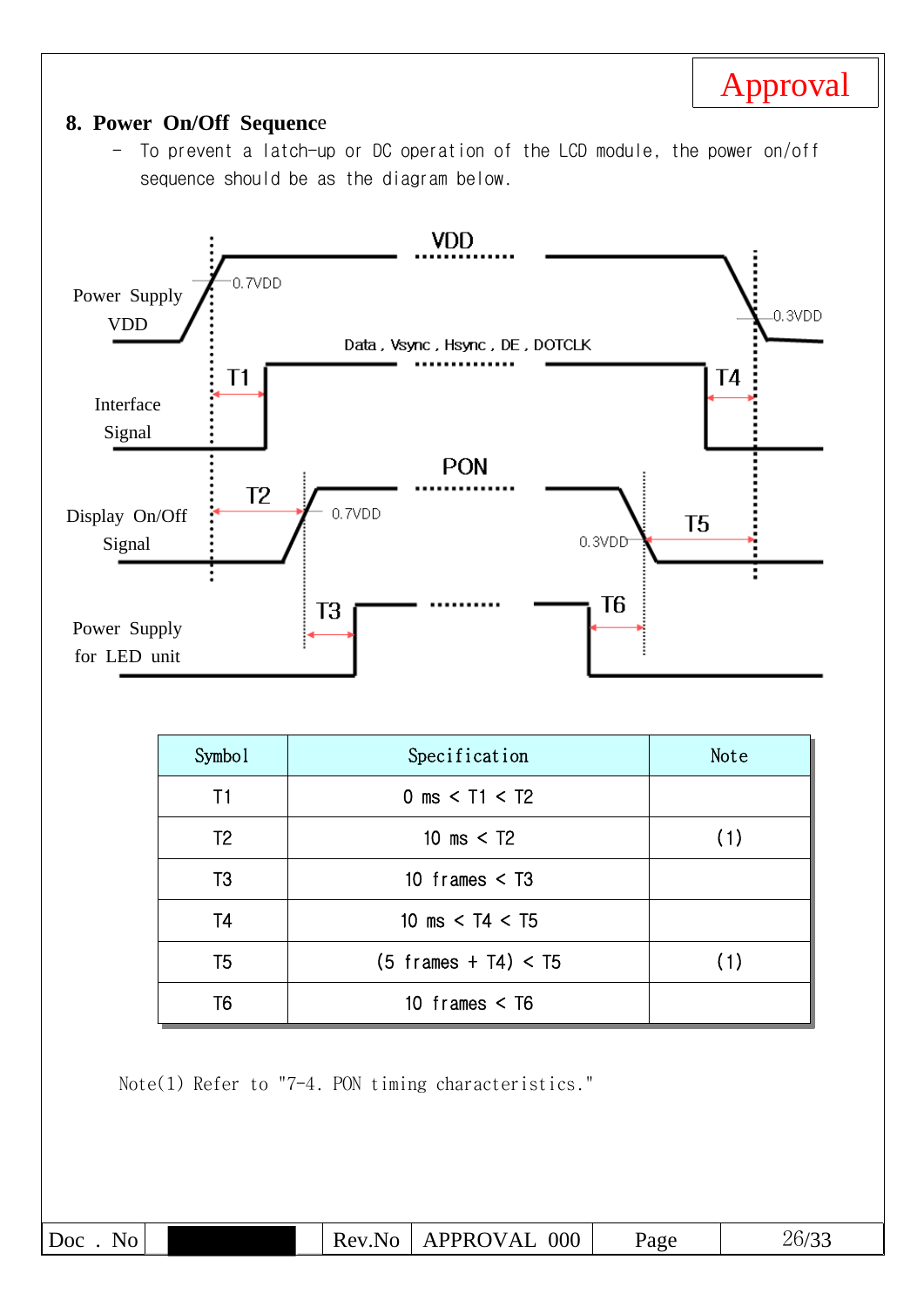Approval

## 8. Power On/Off Sequence

- To prevent a latch-up or DC operation of the LCD module, the power on/off sequence should be as the diagram below.

Power Supply VDD

VDD

0.7VDD

0.3VDD

Data , Vsync , Hsync , DE , DOTCLK

Interface Signal

T1

T4

PON

Display On/Off Signal

T2

0.7VDD

0.3VDD

T5

Power Supply for LED unit

T3

T6

| Symbol | Specification | Note |
|---|---|---|
| T1 | 0 ms < T1 < T2 | |
| T2 | 10 ms < T2 | (1) |
| T3 | 10 frames < T3 | |
| T4 | 10 ms < T4 < T5 | |
| T5 | (5 frames + T4) < T5 | (1) |
| T6 | 10 frames < T6 | |

Note(1) Refer to "7-4. PON timing characteristics."

| Doc . No | | Rev.No | APPROVAL 000 | Page | 26/33 |
|---|---|---|---|---|---|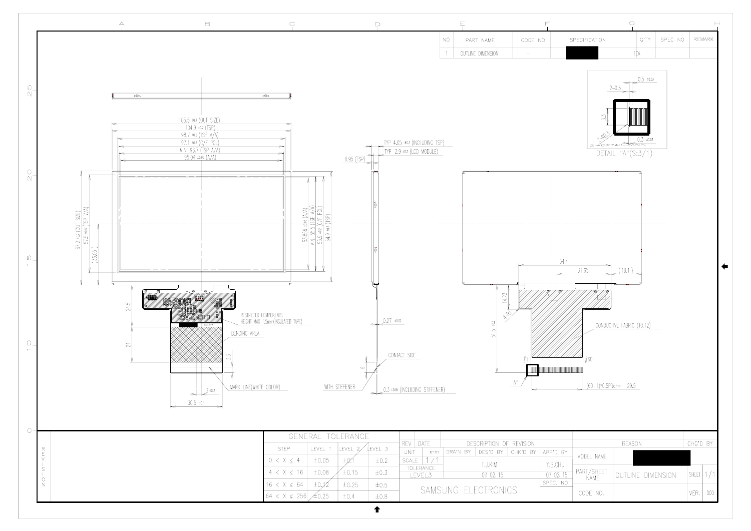| NO | PART NAME | CODE NO | SPECIFICATION | Q'TY | SPEC NO | REMARK |
|---|---|---|---|---|---|---|
| 1 | OUTLINE DIMENSION | - | | 1EA | | |

105.5 ±0.2 (OUT SIZE)
104.9 ±0.2 (TSP)
98.7 ±0.5 (TSP V/A)
97.1 ±0.2 (C/F POL)
MIN. 96.7 (TSP A/A)
95.04 ±0.05 (A/A)

67.2 ±0.2 (OUT SIZE)
57.3 ±0.5 (TSP V/A)
(36.05)
53.856 ±0.05 (A/A)
MIN. 55.5 (TSP A/A)
55.9 ±0.2 (C/F POL)
64.9 ±0.2 (TSP)

24.5
21
3.3
3 ±0.2
30.5 ±0.1

RESTRICTED COMPONENTS
HEIGHT MAX 1.5mm(INSULATED TAPE)
BENDING AREA
MARK LINE(WHITE COLOR)

TYP 4.05 ±0.2 (INCLUDING TSP)
TYP 2.9 ±0.2 (LCD MODULE)
0.95 (TSP)
0.27 ±0.02
CONTACT SIDE
WITH STIFFENER
0.3 ±0.05 (INCLUDING STIFFENER)

54.4
31.65
(18.1)
14.23
4-R1
51.5 ±0.3
CONDUCTIVE FABRIC (10.12)
#1
#60
"A"
(60-1)*0.5Pitch= 29.5

DETAIL "A" (S:3/1)
0.5 ±0.03
2-0.5
3.3
2-R0.3
0.3 ±0.03

GENERAL TOLERANCE

| STEP | LEVEL 1 | LEVEL 2 | LEVEL 3 |
|---|---|---|---|
| 0 < X ≤ 4 | ±0.05 | ±0.1 | ±0.2 |
| 4 < X ≤ 16 | ±0.08 | ±0.15 | ±0.3 |
| 16 < X ≤ 64 | ±0.12 | ±0.25 | ±0.5 |
| 64 < X ≤ 256 | ±0.25 | ±0.4 | ±0.8 |

| REV | DATE | DESCRIPTION OF REVISION | | | | REASON | | CHG'D BY |
|---|---|---|---|---|---|---|---|---|
| UNIT | mm | DRA'N BY | DES'D BY | CHK'D BY | APP'D BY | MODEL NAME | | |
| SCALE | 1 / 1 | T.J.KIM | | | Y.B.CHU | PART/SHEET NAME | OUTLINE DIMENSION | SHEET 1/1 |
| TOLERANCE LEVEL3 | | 07-02-15 | | | 07-02-15 | | | |
| SAMSUNG ELECTRONICS | | | | | SPEC. NO | CODE NO. | | VER. 000 |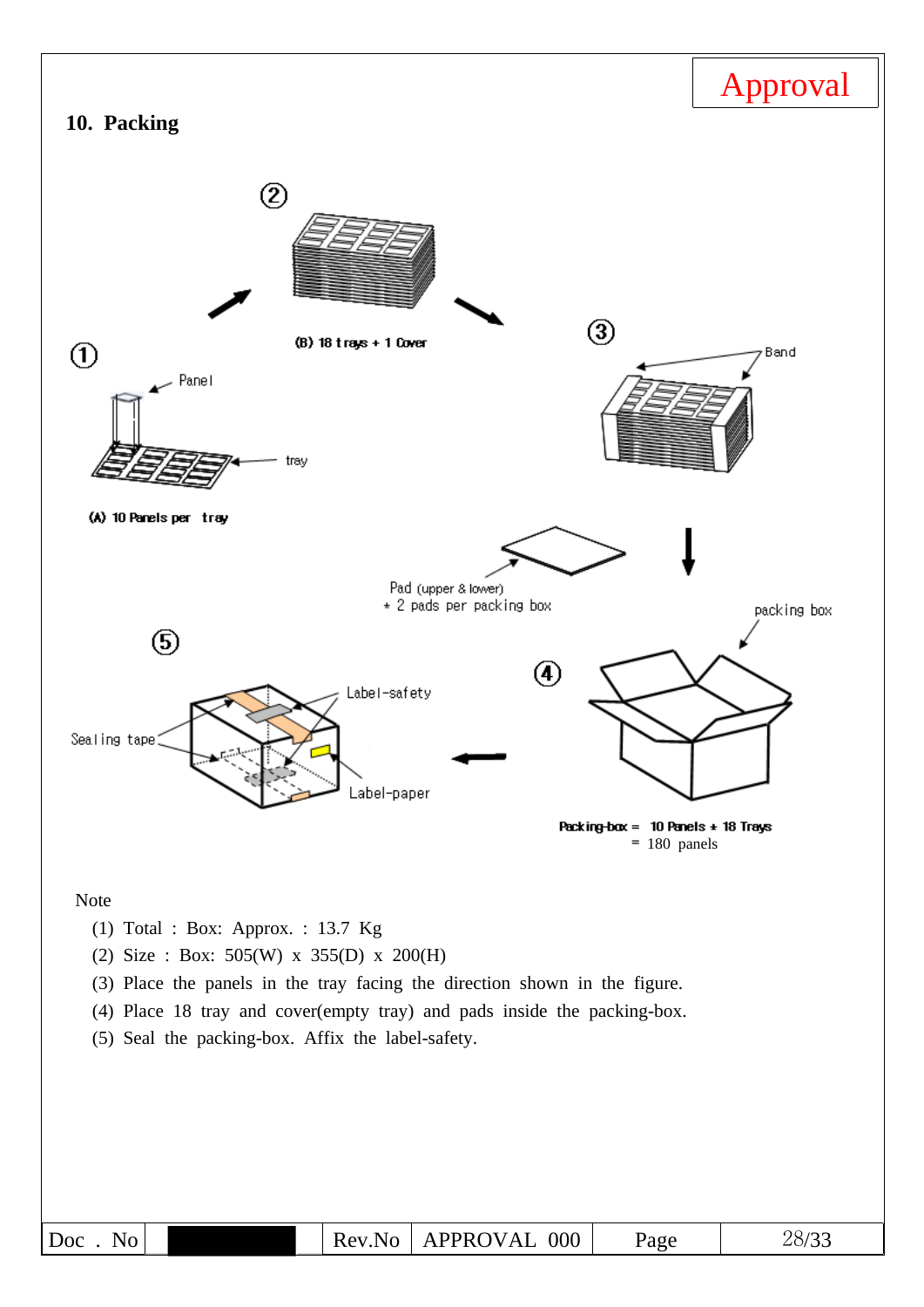Approval

## 10. Packing

① Panel, tray

(A) 10 Panels per tray

② (B) 18 trays + 1 Cover

③ Band

Pad (upper & lower)
* 2 pads per packing box

④ packing box

Packing-box = 10 Panels * 18 Trays
= 180 panels

⑤ Label-safety, Sealing tape, Label-paper

Note

(1) Total : Box: Approx. : 13.7 Kg
(2) Size : Box: 505(W) x 355(D) x 200(H)
(3) Place the panels in the tray facing the direction shown in the figure.
(4) Place 18 tray and cover(empty tray) and pads inside the packing-box.
(5) Seal the packing-box. Affix the label-safety.

| Doc . No | | Rev.No | APPROVAL 000 | Page | 28/33 |
|---|---|---|---|---|---|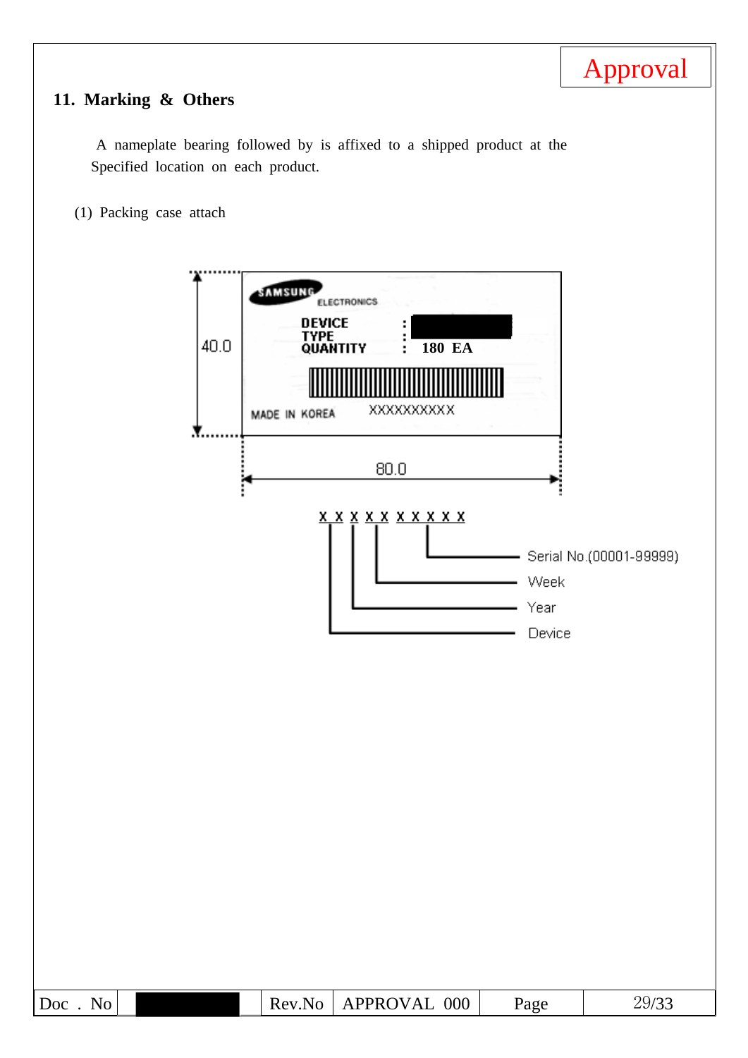Approval

## 11. Marking & Others

A nameplate bearing followed by is affixed to a shipped product at the Specified location on each product.

(1) Packing case attach

SAMSUNG ELECTRONICS

DEVICE TYPE :
QUANTITY : 180 EA

MADE IN KOREA XXXXXXXXXX

40.0

80.0

X X X X X X X X X X

- Serial No.(00001-99999)
- Week
- Year
- Device

| Doc . No | | Rev.No | APPROVAL 000 | Page | 29/33 |
|---|---|---|---|---|---|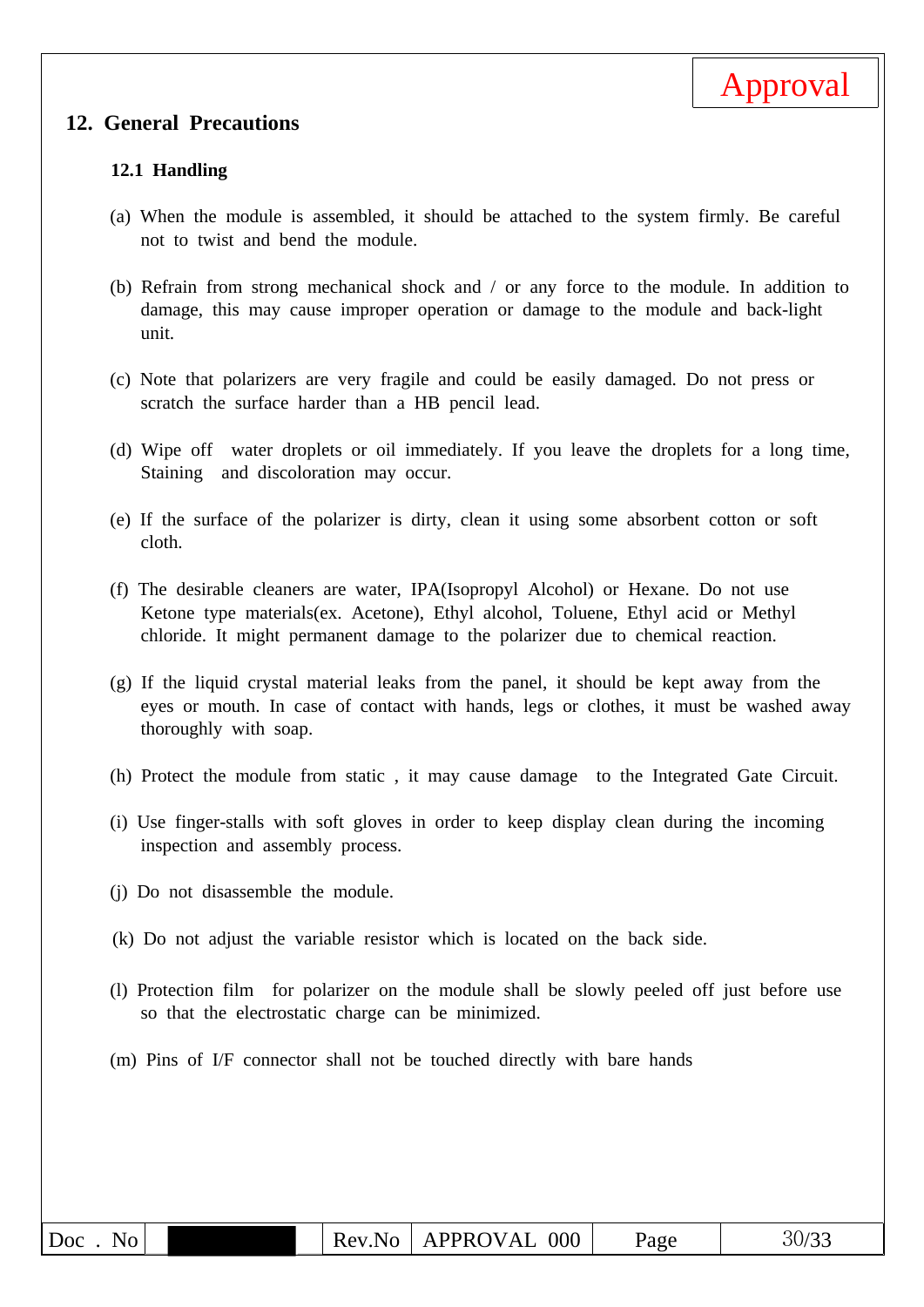## 12. General Precautions

### 12.1 Handling

(a) When the module is assembled, it should be attached to the system firmly. Be careful not to twist and bend the module.

(b) Refrain from strong mechanical shock and / or any force to the module. In addition to damage, this may cause improper operation or damage to the module and back-light unit.

(c) Note that polarizers are very fragile and could be easily damaged. Do not press or scratch the surface harder than a HB pencil lead.

(d) Wipe off water droplets or oil immediately. If you leave the droplets for a long time, Staining and discoloration may occur.

(e) If the surface of the polarizer is dirty, clean it using some absorbent cotton or soft cloth.

(f) The desirable cleaners are water, IPA(Isopropyl Alcohol) or Hexane. Do not use Ketone type materials(ex. Acetone), Ethyl alcohol, Toluene, Ethyl acid or Methyl chloride. It might permanent damage to the polarizer due to chemical reaction.

(g) If the liquid crystal material leaks from the panel, it should be kept away from the eyes or mouth. In case of contact with hands, legs or clothes, it must be washed away thoroughly with soap.

(h) Protect the module from static , it may cause damage to the Integrated Gate Circuit.

(i) Use finger-stalls with soft gloves in order to keep display clean during the incoming inspection and assembly process.

(j) Do not disassemble the module.

(k) Do not adjust the variable resistor which is located on the back side.

(l) Protection film for polarizer on the module shall be slowly peeled off just before use so that the electrostatic charge can be minimized.

(m) Pins of I/F connector shall not be touched directly with bare hands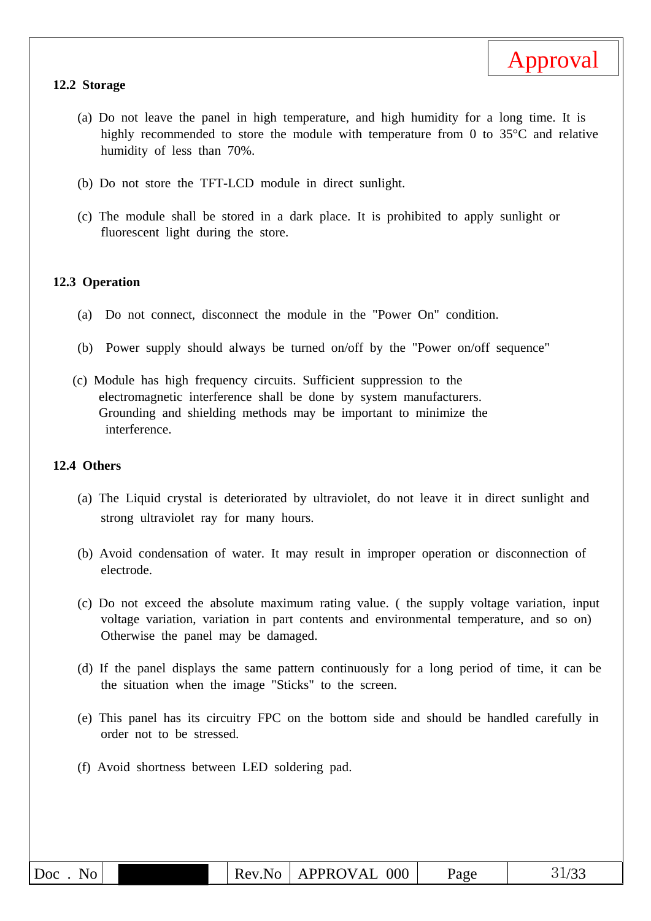### 12.2 Storage

(a) Do not leave the panel in high temperature, and high humidity for a long time. It is highly recommended to store the module with temperature from 0 to 35°C and relative humidity of less than 70%.

(b) Do not store the TFT-LCD module in direct sunlight.

(c) The module shall be stored in a dark place. It is prohibited to apply sunlight or fluorescent light during the store.

### 12.3 Operation

(a) Do not connect, disconnect the module in the "Power On" condition.

(b) Power supply should always be turned on/off by the "Power on/off sequence"

(c) Module has high frequency circuits. Sufficient suppression to the electromagnetic interference shall be done by system manufacturers. Grounding and shielding methods may be important to minimize the interference.

### 12.4 Others

(a) The Liquid crystal is deteriorated by ultraviolet, do not leave it in direct sunlight and strong ultraviolet ray for many hours.

(b) Avoid condensation of water. It may result in improper operation or disconnection of electrode.

(c) Do not exceed the absolute maximum rating value. ( the supply voltage variation, input voltage variation, variation in part contents and environmental temperature, and so on) Otherwise the panel may be damaged.

(d) If the panel displays the same pattern continuously for a long period of time, it can be the situation when the image "Sticks" to the screen.

(e) This panel has its circuitry FPC on the bottom side and should be handled carefully in order not to be stressed.

(f) Avoid shortness between LED soldering pad.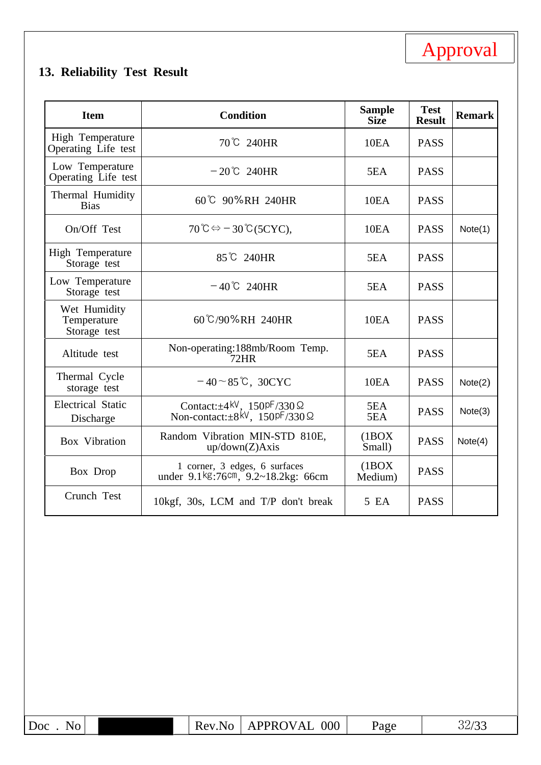Approval

## 13. Reliability Test Result

| Item | Condition | Sample Size | Test Result | Remark |
|---|---|---|---|---|
| High Temperature Operating Life test | 70℃ 240HR | 10EA | PASS | |
| Low Temperature Operating Life test | －20℃ 240HR | 5EA | PASS | |
| Thermal Humidity Bias | 60℃ 90%RH 240HR | 10EA | PASS | |
| On/Off Test | 70℃⇔－30℃(5CYC), | 10EA | PASS | Note(1) |
| High Temperature Storage test | 85℃ 240HR | 5EA | PASS | |
| Low Temperature Storage test | －40℃ 240HR | 5EA | PASS | |
| Wet Humidity Temperature Storage test | 60℃/90%RH 240HR | 10EA | PASS | |
| Altitude test | Non-operating:188mb/Room Temp. 72HR | 5EA | PASS | |
| Thermal Cycle storage test | －40～85℃, 30CYC | 10EA | PASS | Note(2) |
| Electrical Static Discharge | Contact:±4㎸, 150㎊/330Ω<br>Non-contact:±8㎸, 150㎊/330Ω | 5EA<br>5EA | PASS | Note(3) |
| Box Vibration | Random Vibration MIN-STD 810E, up/down(Z)Axis | (1BOX Small) | PASS | Note(4) |
| Box Drop | 1 corner, 3 edges, 6 surfaces<br>under 9.1㎏:76㎝, 9.2~18.2kg: 66cm | (1BOX Medium) | PASS | |
| Crunch Test | 10kgf, 30s, LCM and T/P don't break | 5 EA | PASS | |

| Doc . No | | Rev.No | APPROVAL 000 | Page | 32/33 |
|---|---|---|---|---|---|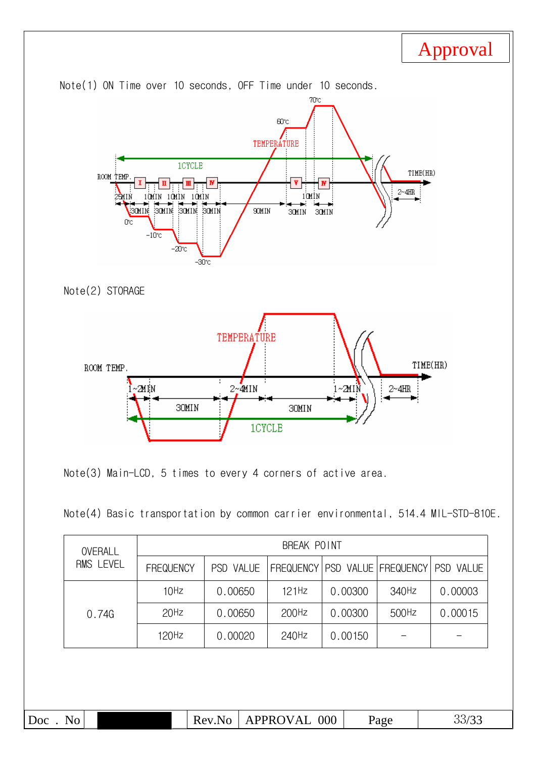Approval

Note(1) ON Time over 10 seconds, OFF Time under 10 seconds.

70℃
60℃
TEMPERATURE
1CYCLE
ROOM TEMP.
TIME(HR)
Ⅰ Ⅱ Ⅲ Ⅳ Ⅴ Ⅳ
25MIN 10MIN 10MIN 10MIN
30MIN 30MIN 30MIN 30MIN
90MIN
10MIN
30MIN 30MIN
2~4HR
0℃
-10℃
-20℃
-30℃

Note(2) STORAGE

TEMPERATURE
ROOM TEMP.
TIME(HR)
1~2MIN
2~4MIN
1~2MIN
2~4HR
30MIN
30MIN
1CYCLE

Note(3) Main-LCD, 5 times to every 4 corners of active area.

Note(4) Basic transportation by common carrier environmental, 514.4 MIL-STD-810E.

| OVERALL RMS LEVEL | BREAK POINT | | | | | |
|---|---|---|---|---|---|---|
| | FREQUENCY | PSD VALUE | FREQUENCY | PSD VALUE | FREQUENCY | PSD VALUE |
| 0.74G | 10Hz | 0.00650 | 121Hz | 0.00300 | 340Hz | 0.00003 |
| | 20Hz | 0.00650 | 200Hz | 0.00300 | 500Hz | 0.00015 |
| | 120Hz | 0.00020 | 240Hz | 0.00150 | - | - |

| Doc . No | | Rev.No | APPROVAL 000 | Page | 33/33 |
|---|---|---|---|---|---|